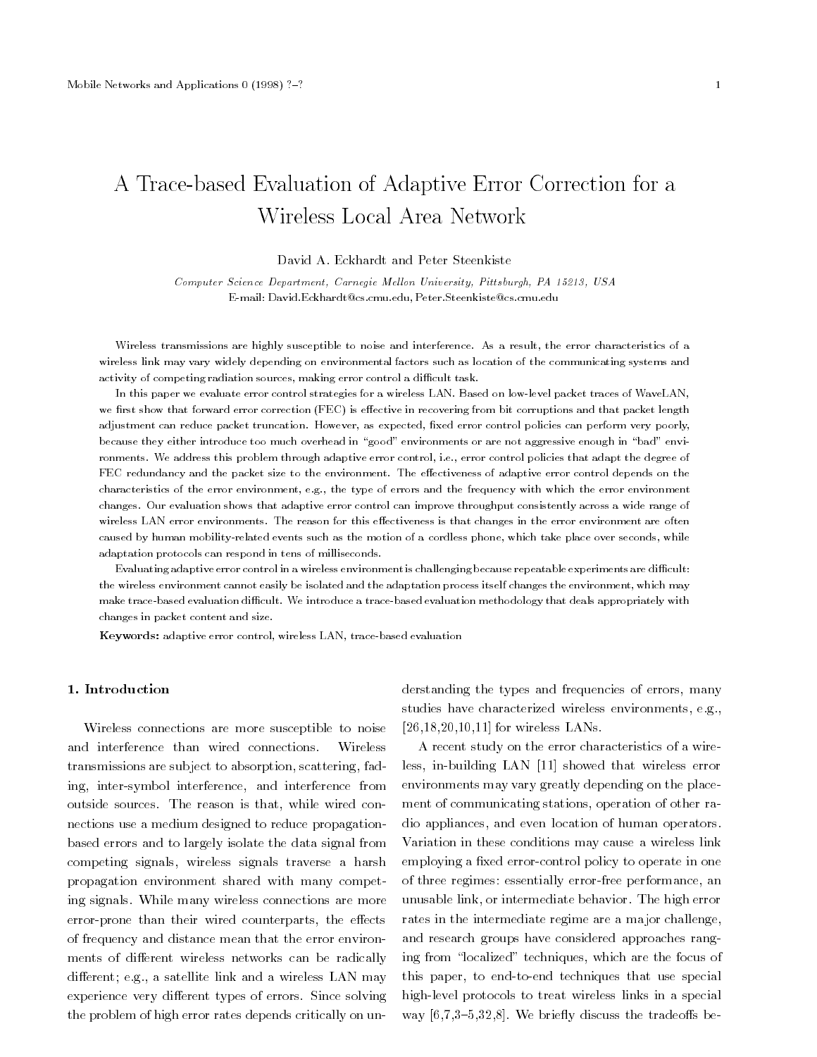# A Trace-based Evaluation of Adaptive Error Correction for a Wireless Local Area Network

David A. Eckhardt and Peter Steenkiste

*Computer Science Department, Carnegie Mellon University, Pittsburgh, PA 15213, USA*
E-mail: David.Eckhardt@cs.cmu.edu, Peter.Steenkiste@cs.cmu.edu

Wireless transmissions are highly susceptible to noise and interference. As a result, the error characteristics of a wireless link may vary widely depending on environmental factors such as location of the communicating systems and activity of competing radiation sources, making error control a difficult task.

In this paper we evaluate error control strategies for a wireless LAN. Based on low-level packet traces of WaveLAN, we first show that forward error correction (FEC) is effective in recovering from bit corruptions and that packet length adjustment can reduce packet truncation. However, as expected, fixed error control policies can perform very poorly, because they either introduce too much overhead in "good" environments or are not aggressive enough in "bad" environments. We address this problem through adaptive error control, i.e., error control policies that adapt the degree of FEC redundancy and the packet size to the environment. The effectiveness of adaptive error control depends on the characteristics of the error environment, e.g., the type of errors and the frequency with which the error environment changes. Our evaluation shows that adaptive error control can improve throughput consistently across a wide range of wireless LAN error environments. The reason for this effectiveness is that changes in the error environment are often caused by human mobility-related events such as the motion of a cordless phone, which take place over seconds, while adaptation protocols can respond in tens of milliseconds.

Evaluating adaptive error control in a wireless environment is challenging because repeatable experiments are difficult: the wireless environment cannot easily be isolated and the adaptation process itself changes the environment, which may make trace-based evaluation difficult. We introduce a trace-based evaluation methodology that deals appropriately with changes in packet content and size.

**Keywords:** adaptive error control, wireless LAN, trace-based evaluation

## 1. Introduction

Wireless connections are more susceptible to noise and interference than wired connections. Wireless transmissions are subject to absorption, scattering, fading, inter-symbol interference, and interference from outside sources. The reason is that, while wired connections use a medium designed to reduce propagation-based errors and to largely isolate the data signal from competing signals, wireless signals traverse a harsh propagation environment shared with many competing signals. While many wireless connections are more error-prone than their wired counterparts, the effects of frequency and distance mean that the error environments of different wireless networks can be radically different; e.g., a satellite link and a wireless LAN may experience very different types of errors. Since solving the problem of high error rates depends critically on understanding the types and frequencies of errors, many studies have characterized wireless environments, e.g., [26,18,20,10,11] for wireless LANs.

A recent study on the error characteristics of a wireless, in-building LAN [11] showed that wireless error environments may vary greatly depending on the placement of communicating stations, operation of other radio appliances, and even location of human operators. Variation in these conditions may cause a wireless link employing a fixed error-control policy to operate in one of three regimes: essentially error-free performance, an unusable link, or intermediate behavior. The high error rates in the intermediate regime are a major challenge, and research groups have considered approaches ranging from "localized" techniques, which are the focus of this paper, to end-to-end techniques that use special high-level protocols to treat wireless links in a special way [6,7,3–5,32,8]. We briefly discuss the tradeoffs be-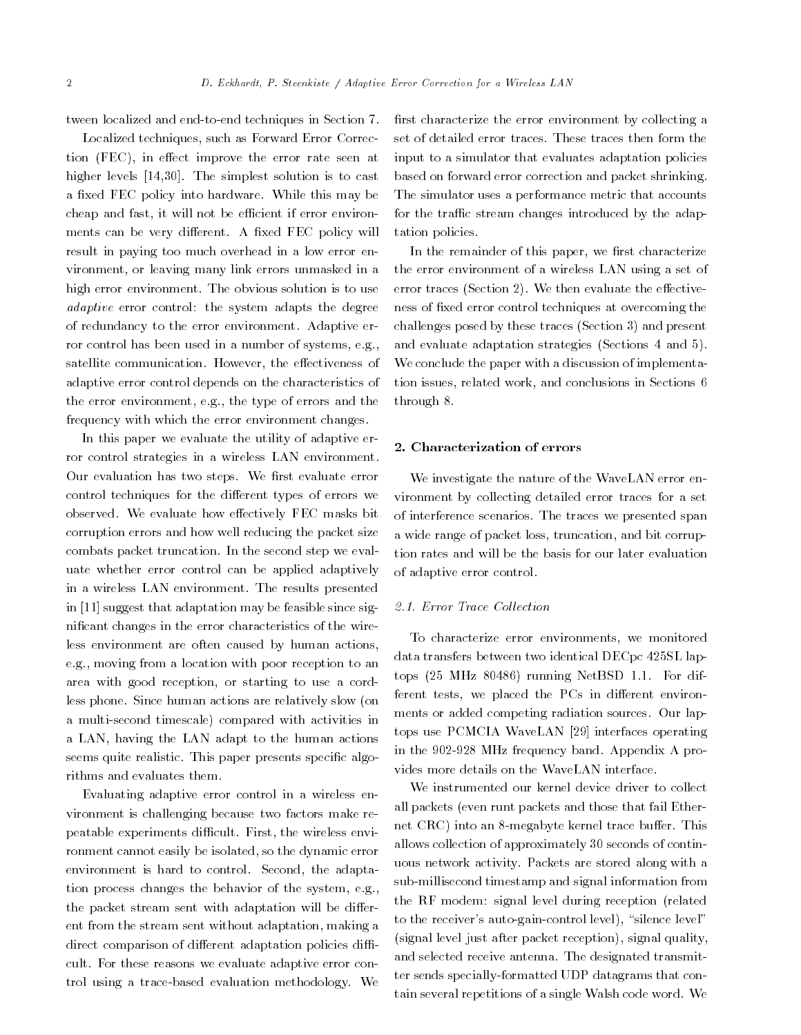tween localized and end-to-end techniques in Section 7.

Localized techniques, such as Forward Error Correction (FEC), in effect improve the error rate seen at higher levels [14,30]. The simplest solution is to cast a fixed FEC policy into hardware. While this may be cheap and fast, it will not be efficient if error environments can be very different. A fixed FEC policy will result in paying too much overhead in a low error environment, or leaving many link errors unmasked in a high error environment. The obvious solution is to use *adaptive* error control: the system adapts the degree of redundancy to the error environment. Adaptive error control has been used in a number of systems, e.g., satellite communication. However, the effectiveness of adaptive error control depends on the characteristics of the error environment, e.g., the type of errors and the frequency with which the error environment changes.

In this paper we evaluate the utility of adaptive error control strategies in a wireless LAN environment. Our evaluation has two steps. We first evaluate error control techniques for the different types of errors we observed. We evaluate how effectively FEC masks bit corruption errors and how well reducing the packet size combats packet truncation. In the second step we evaluate whether error control can be applied adaptively in a wireless LAN environment. The results presented in [11] suggest that adaptation may be feasible since significant changes in the error characteristics of the wireless environment are often caused by human actions, e.g., moving from a location with poor reception to an area with good reception, or starting to use a cordless phone. Since human actions are relatively slow (on a multi-second timescale) compared with activities in a LAN, having the LAN adapt to the human actions seems quite realistic. This paper presents specific algorithms and evaluates them.

Evaluating adaptive error control in a wireless environment is challenging because two factors make repeatable experiments difficult. First, the wireless environment cannot easily be isolated, so the dynamic error environment is hard to control. Second, the adaptation process changes the behavior of the system, e.g., the packet stream sent with adaptation will be different from the stream sent without adaptation, making a direct comparison of different adaptation policies difficult. For these reasons we evaluate adaptive error control using a trace-based evaluation methodology. We first characterize the error environment by collecting a set of detailed error traces. These traces then form the input to a simulator that evaluates adaptation policies based on forward error correction and packet shrinking. The simulator uses a performance metric that accounts for the traffic stream changes introduced by the adaptation policies.

In the remainder of this paper, we first characterize the error environment of a wireless LAN using a set of error traces (Section 2). We then evaluate the effectiveness of fixed error control techniques at overcoming the challenges posed by these traces (Section 3) and present and evaluate adaptation strategies (Sections 4 and 5). We conclude the paper with a discussion of implementation issues, related work, and conclusions in Sections 6 through 8.

## 2. Characterization of errors

We investigate the nature of the WaveLAN error environment by collecting detailed error traces for a set of interference scenarios. The traces we presented span a wide range of packet loss, truncation, and bit corruption rates and will be the basis for our later evaluation of adaptive error control.

### *2.1. Error Trace Collection*

To characterize error environments, we monitored data transfers between two identical DECpc 425SL laptops (25 MHz 80486) running NetBSD 1.1. For different tests, we placed the PCs in different environments or added competing radiation sources. Our laptops use PCMCIA WaveLAN [29] interfaces operating in the 902-928 MHz frequency band. Appendix A provides more details on the WaveLAN interface.

We instrumented our kernel device driver to collect all packets (even runt packets and those that fail Ethernet CRC) into an 8-megabyte kernel trace buffer. This allows collection of approximately 30 seconds of continuous network activity. Packets are stored along with a sub-millisecond timestamp and signal information from the RF modem: signal level during reception (related to the receiver's auto-gain-control level), "silence level" (signal level just after packet reception), signal quality, and selected receive antenna. The designated transmitter sends specially-formatted UDP datagrams that contain several repetitions of a single Walsh code word. We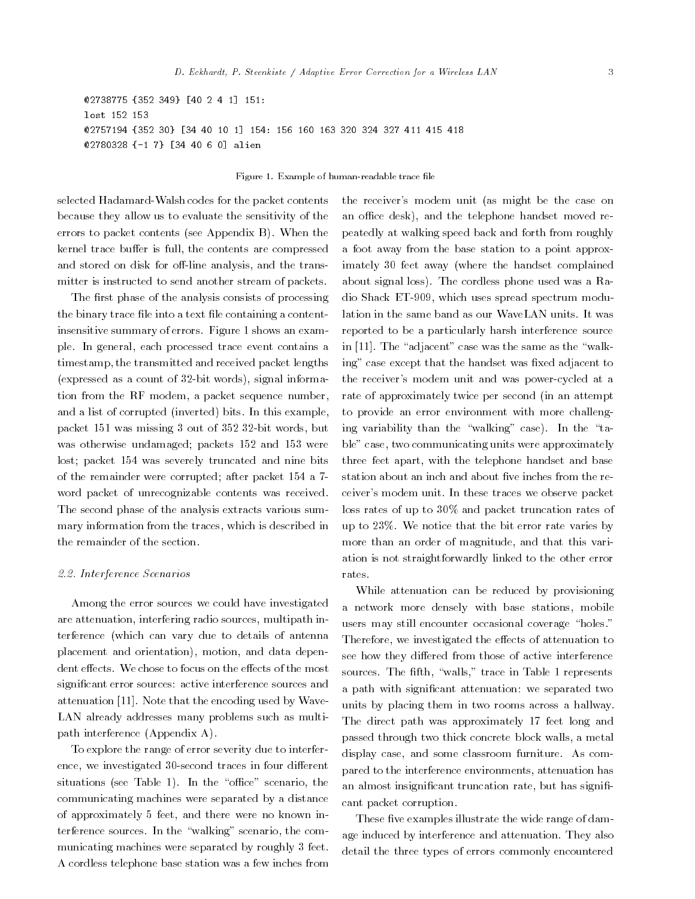```
@2738775 {352 349} [40 2 4 1] 151:
lost 152 153
@2757194 {352 30} [34 40 10 1] 154: 156 160 163 320 324 327 411 415 418
@2780328 {-1 7} [34 40 6 0] alien
```

Figure 1. Example of human-readable trace file

selected Hadamard-Walsh codes for the packet contents because they allow us to evaluate the sensitivity of the errors to packet contents (see Appendix B). When the kernel trace buffer is full, the contents are compressed and stored on disk for off-line analysis, and the transmitter is instructed to send another stream of packets.

The first phase of the analysis consists of processing the binary trace file into a text file containing a content-insensitive summary of errors. Figure 1 shows an example. In general, each processed trace event contains a timestamp, the transmitted and received packet lengths (expressed as a count of 32-bit words), signal information from the RF modem, a packet sequence number, and a list of corrupted (inverted) bits. In this example, packet 151 was missing 3 out of 352 32-bit words, but was otherwise undamaged; packets 152 and 153 were lost; packet 154 was severely truncated and nine bits of the remainder were corrupted; after packet 154 a 7-word packet of unrecognizable contents was received. The second phase of the analysis extracts various summary information from the traces, which is described in the remainder of the section.

### 2.2. Interference Scenarios

Among the error sources we could have investigated are attenuation, interfering radio sources, multipath interference (which can vary due to details of antenna placement and orientation), motion, and data dependent effects. We chose to focus on the effects of the most significant error sources: active interference sources and attenuation [11]. Note that the encoding used by WaveLAN already addresses many problems such as multipath interference (Appendix A).

To explore the range of error severity due to interference, we investigated 30-second traces in four different situations (see Table 1). In the "office" scenario, the communicating machines were separated by a distance of approximately 5 feet, and there were no known interference sources. In the "walking" scenario, the communicating machines were separated by roughly 3 feet. A cordless telephone base station was a few inches from the receiver's modem unit (as might be the case on an office desk), and the telephone handset moved repeatedly at walking speed back and forth from roughly a foot away from the base station to a point approximately 30 feet away (where the handset complained about signal loss). The cordless phone used was a Radio Shack ET-909, which uses spread spectrum modulation in the same band as our WaveLAN units. It was reported to be a particularly harsh interference source in [11]. The "adjacent" case was the same as the "walking" case except that the handset was fixed adjacent to the receiver's modem unit and was power-cycled at a rate of approximately twice per second (in an attempt to provide an error environment with more challenging variability than the "walking" case). In the "table" case, two communicating units were approximately three feet apart, with the telephone handset and base station about an inch and about five inches from the receiver's modem unit. In these traces we observe packet loss rates of up to 30% and packet truncation rates of up to 23%. We notice that the bit error rate varies by more than an order of magnitude, and that this variation is not straightforwardly linked to the other error rates.

While attenuation can be reduced by provisioning a network more densely with base stations, mobile users may still encounter occasional coverage "holes." Therefore, we investigated the effects of attenuation to see how they differed from those of active interference sources. The fifth, "walls," trace in Table 1 represents a path with significant attenuation: we separated two units by placing them in two rooms across a hallway. The direct path was approximately 17 feet long and passed through two thick concrete block walls, a metal display case, and some classroom furniture. As compared to the interference environments, attenuation has an almost insignificant truncation rate, but has significant packet corruption.

These five examples illustrate the wide range of damage induced by interference and attenuation. They also detail the three types of errors commonly encountered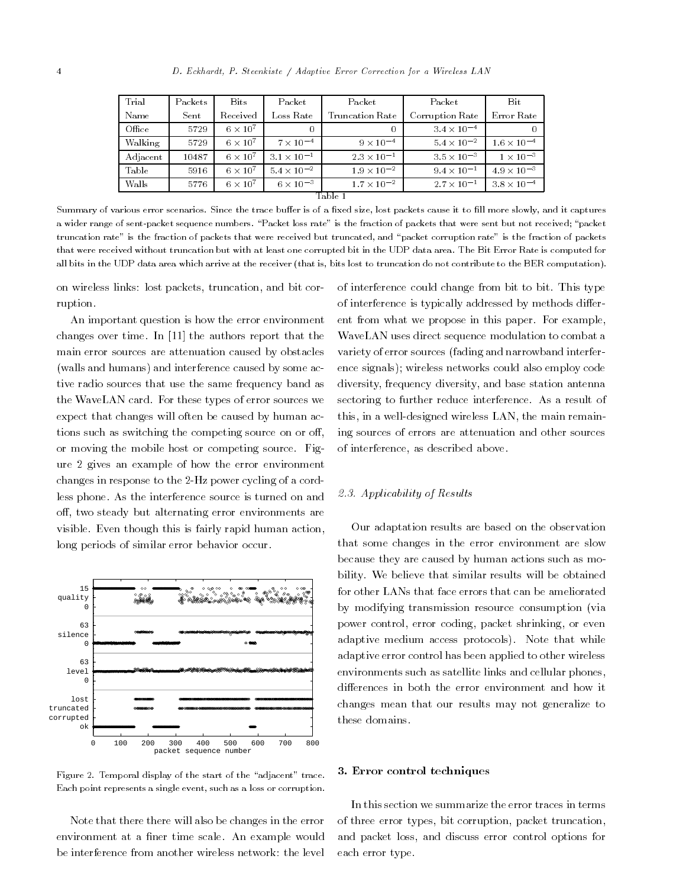| Trial Name | Packets Sent | Bits Received | Packet Loss Rate | Packet Truncation Rate | Packet Corruption Rate | Bit Error Rate |
|---|---|---|---|---|---|---|
| Office | 5729 | $6 \times 10^7$ | 0 | 0 | $3.4 \times 10^{-4}$ | 0 |
| Walking | 5729 | $6 \times 10^7$ | $7 \times 10^{-4}$ | $9 \times 10^{-4}$ | $5.4 \times 10^{-2}$ | $1.6 \times 10^{-4}$ |
| Adjacent | 10487 | $6 \times 10^7$ | $3.1 \times 10^{-1}$ | $2.3 \times 10^{-1}$ | $3.5 \times 10^{-3}$ | $1 \times 10^{-3}$ |
| Table | 5916 | $6 \times 10^7$ | $5.4 \times 10^{-2}$ | $1.9 \times 10^{-2}$ | $9.4 \times 10^{-1}$ | $4.9 \times 10^{-3}$ |
| Walls | 5776 | $6 \times 10^7$ | $6 \times 10^{-3}$ | $1.7 \times 10^{-2}$ | $2.7 \times 10^{-1}$ | $3.8 \times 10^{-4}$ |

Table 1

Summary of various error scenarios. Since the trace buffer is of a fixed size, lost packets cause it to fill more slowly, and it captures a wider range of sent-packet sequence numbers. "Packet loss rate" is the fraction of packets that were sent but not received; "packet truncation rate" is the fraction of packets that were received but truncated, and "packet corruption rate" is the fraction of packets that were received without truncation but with at least one corrupted bit in the UDP data area. The Bit Error Rate is computed for all bits in the UDP data area which arrive at the receiver (that is, bits lost to truncation do not contribute to the BER computation).

on wireless links: lost packets, truncation, and bit corruption.

An important question is how the error environment changes over time. In [11] the authors report that the main error sources are attenuation caused by obstacles (walls and humans) and interference caused by some active radio sources that use the same frequency band as the WaveLAN card. For these types of error sources we expect that changes will often be caused by human actions such as switching the competing source on or off, or moving the mobile host or competing source. Figure 2 gives an example of how the error environment changes in response to the 2-Hz power cycling of a cordless phone. As the interference source is turned on and off, two steady but alternating error environments are visible. Even though this is fairly rapid human action, long periods of similar error behavior occur.

Figure 2. Temporal display of the start of the "adjacent" trace. Each point represents a single event, such as a loss or corruption.

Note that there there will also be changes in the error environment at a finer time scale. An example would be interference from another wireless network: the level of interference could change from bit to bit. This type of interference is typically addressed by methods different from what we propose in this paper. For example, WaveLAN uses direct sequence modulation to combat a variety of error sources (fading and narrowband interference signals); wireless networks could also employ code diversity, frequency diversity, and base station antenna sectoring to further reduce interference. As a result of this, in a well-designed wireless LAN, the main remaining sources of errors are attenuation and other sources of interference, as described above.

### 2.3. Applicability of Results

Our adaptation results are based on the observation that some changes in the error environment are slow because they are caused by human actions such as mobility. We believe that similar results will be obtained for other LANs that face errors that can be ameliorated by modifying transmission resource consumption (via power control, error coding, packet shrinking, or even adaptive medium access protocols). Note that while adaptive error control has been applied to other wireless environments such as satellite links and cellular phones, differences in both the error environment and how it changes mean that our results may not generalize to these domains.

## 3. Error control techniques

In this section we summarize the error traces in terms of three error types, bit corruption, packet truncation, and packet loss, and discuss error control options for each error type.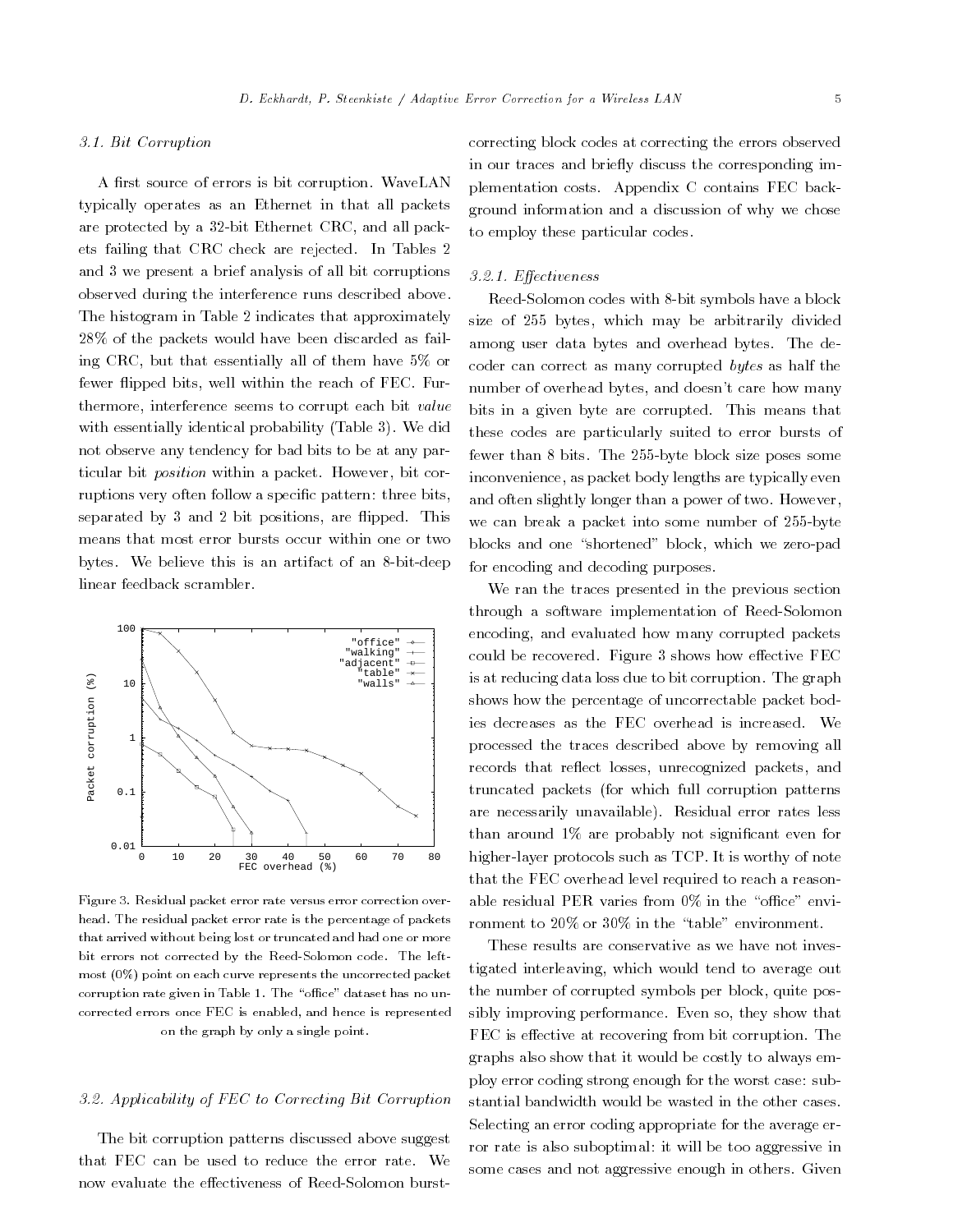### 3.1. Bit Corruption

A first source of errors is bit corruption. WaveLAN typically operates as an Ethernet in that all packets are protected by a 32-bit Ethernet CRC, and all packets failing that CRC check are rejected. In Tables 2 and 3 we present a brief analysis of all bit corruptions observed during the interference runs described above. The histogram in Table 2 indicates that approximately 28% of the packets would have been discarded as failing CRC, but that essentially all of them have 5% or fewer flipped bits, well within the reach of FEC. Furthermore, interference seems to corrupt each bit *value* with essentially identical probability (Table 3). We did not observe any tendency for bad bits to be at any particular bit *position* within a packet. However, bit corruptions very often follow a specific pattern: three bits, separated by 3 and 2 bit positions, are flipped. This means that most error bursts occur within one or two bytes. We believe this is an artifact of an 8-bit-deep linear feedback scrambler.

Figure 3. Residual packet error rate versus error correction overhead. The residual packet error rate is the percentage of packets that arrived without being lost or truncated and had one or more bit errors not corrected by the Reed-Solomon code. The left-most (0%) point on each curve represents the uncorrected packet corruption rate given in Table 1. The "office" dataset has no uncorrected errors once FEC is enabled, and hence is represented on the graph by only a single point.

### 3.2. Applicability of FEC to Correcting Bit Corruption

The bit corruption patterns discussed above suggest that FEC can be used to reduce the error rate. We now evaluate the effectiveness of Reed-Solomon burst-correcting block codes at correcting the errors observed in our traces and briefly discuss the corresponding implementation costs. Appendix C contains FEC background information and a discussion of why we chose to employ these particular codes.

#### 3.2.1. Effectiveness

Reed-Solomon codes with 8-bit symbols have a block size of 255 bytes, which may be arbitrarily divided among user data bytes and overhead bytes. The decoder can correct as many corrupted *bytes* as half the number of overhead bytes, and doesn't care how many bits in a given byte are corrupted. This means that these codes are particularly suited to error bursts of fewer than 8 bits. The 255-byte block size poses some inconvenience, as packet body lengths are typically even and often slightly longer than a power of two. However, we can break a packet into some number of 255-byte blocks and one "shortened" block, which we zero-pad for encoding and decoding purposes.

We ran the traces presented in the previous section through a software implementation of Reed-Solomon encoding, and evaluated how many corrupted packets could be recovered. Figure 3 shows how effective FEC is at reducing data loss due to bit corruption. The graph shows how the percentage of uncorrectable packet bodies decreases as the FEC overhead is increased. We processed the traces described above by removing all records that reflect losses, unrecognized packets, and truncated packets (for which full corruption patterns are necessarily unavailable). Residual error rates less than around 1% are probably not significant even for higher-layer protocols such as TCP. It is worthy of note that the FEC overhead level required to reach a reasonable residual PER varies from 0% in the "office" environment to 20% or 30% in the "table" environment.

These results are conservative as we have not investigated interleaving, which would tend to average out the number of corrupted symbols per block, quite possibly improving performance. Even so, they show that FEC is effective at recovering from bit corruption. The graphs also show that it would be costly to always employ error coding strong enough for the worst case: substantial bandwidth would be wasted in the other cases. Selecting an error coding appropriate for the average error rate is also suboptimal: it will be too aggressive in some cases and not aggressive enough in others. Given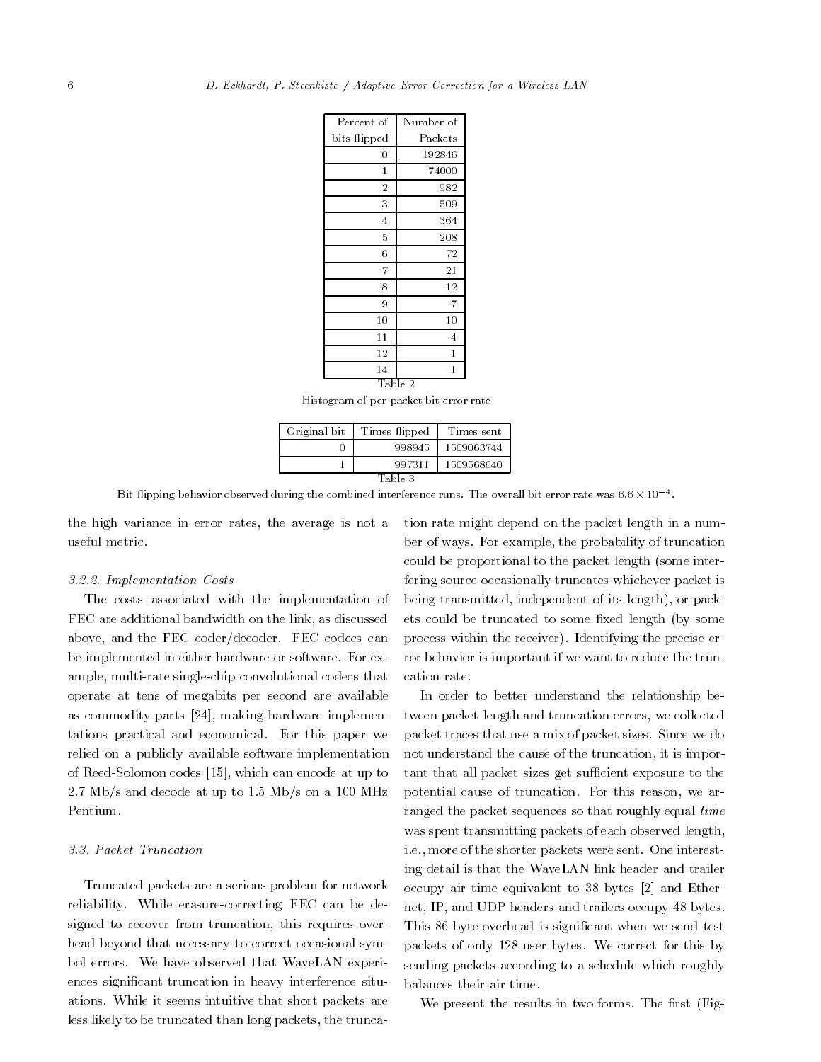| Percent of bits flipped | Number of Packets |
|---|---|
| 0 | 192846 |
| 1 | 74000 |
| 2 | 982 |
| 3 | 509 |
| 4 | 364 |
| 5 | 208 |
| 6 | 72 |
| 7 | 21 |
| 8 | 12 |
| 9 | 7 |
| 10 | 10 |
| 11 | 4 |
| 12 | 1 |
| 14 | 1 |

Table 2

Histogram of per-packet bit error rate

| Original bit | Times flipped | Times sent |
|---|---|---|
| 0 | 998945 | 1509063744 |
| 1 | 997311 | 1509568640 |

Table 3

Bit flipping behavior observed during the combined interference runs. The overall bit error rate was $6.6 \times 10^{-4}$.

the high variance in error rates, the average is not a useful metric.

#### 3.2.2. Implementation Costs

The costs associated with the implementation of FEC are additional bandwidth on the link, as discussed above, and the FEC coder/decoder. FEC codecs can be implemented in either hardware or software. For example, multi-rate single-chip convolutional codecs that operate at tens of megabits per second are available as commodity parts [24], making hardware implementations practical and economical. For this paper we relied on a publicly available software implementation of Reed-Solomon codes [15], which can encode at up to 2.7 Mb/s and decode at up to 1.5 Mb/s on a 100 MHz Pentium.

### 3.3. Packet Truncation

Truncated packets are a serious problem for network reliability. While erasure-correcting FEC can be designed to recover from truncation, this requires overhead beyond that necessary to correct occasional symbol errors. We have observed that WaveLAN experiences significant truncation in heavy interference situations. While it seems intuitive that short packets are less likely to be truncated than long packets, the truncation rate might depend on the packet length in a number of ways. For example, the probability of truncation could be proportional to the packet length (some interfering source occasionally truncates whichever packet is being transmitted, independent of its length), or packets could be truncated to some fixed length (by some process within the receiver). Identifying the precise error behavior is important if we want to reduce the truncation rate.

In order to better understand the relationship between packet length and truncation errors, we collected packet traces that use a mix of packet sizes. Since we do not understand the cause of the truncation, it is important that all packet sizes get sufficient exposure to the potential cause of truncation. For this reason, we arranged the packet sequences so that roughly equal *time* was spent transmitting packets of each observed length, i.e., more of the shorter packets were sent. One interesting detail is that the WaveLAN link header and trailer occupy air time equivalent to 38 bytes [2] and Ethernet, IP, and UDP headers and trailers occupy 48 bytes. This 86-byte overhead is significant when we send test packets of only 128 user bytes. We correct for this by sending packets according to a schedule which roughly balances their air time.

We present the results in two forms. The first (Fig-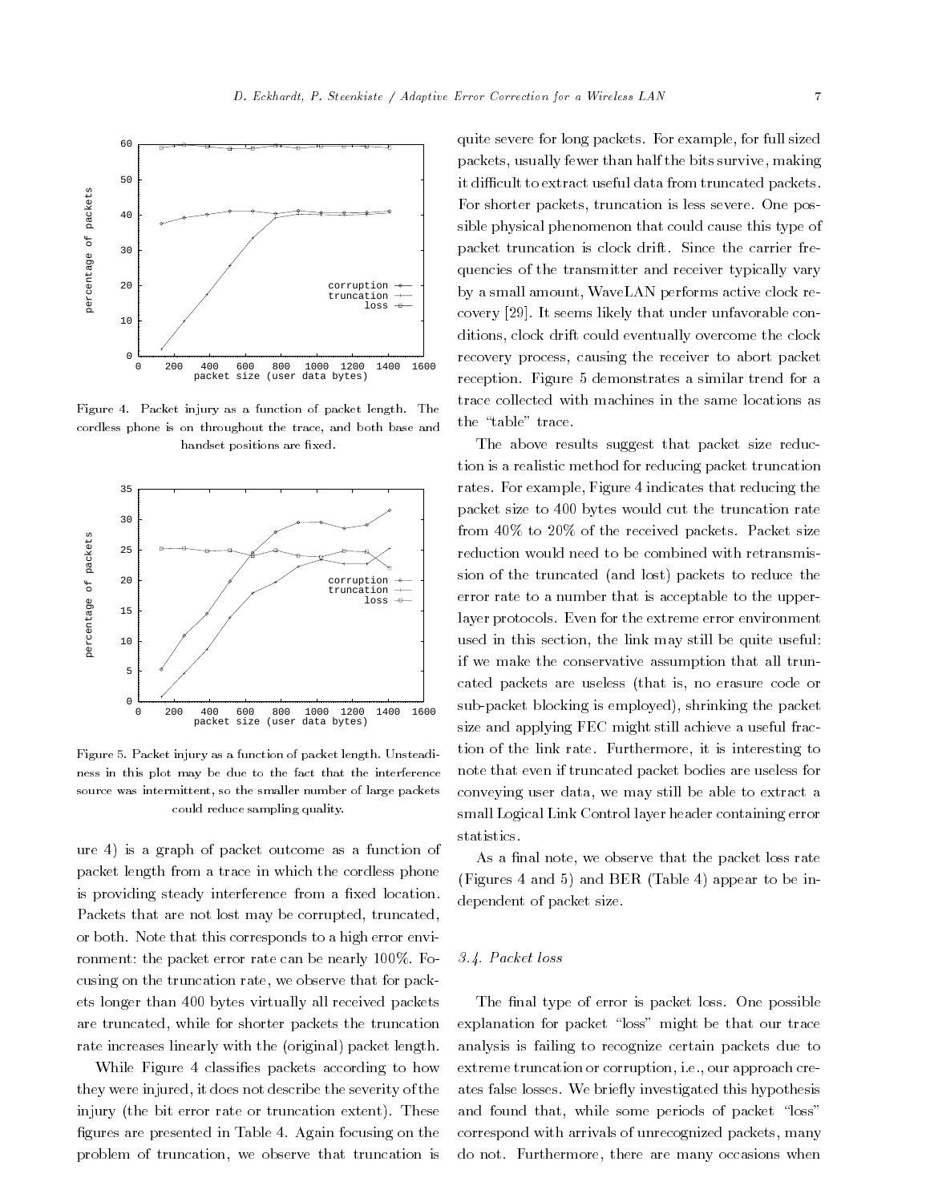Figure 4. Packet injury as a function of packet length. The cordless phone is on throughout the trace, and both base and handset positions are fixed.

Figure 5. Packet injury as a function of packet length. Unsteadiness in this plot may be due to the fact that the interference source was intermittent, so the smaller number of large packets could reduce sampling quality.

ure 4) is a graph of packet outcome as a function of packet length from a trace in which the cordless phone is providing steady interference from a fixed location. Packets that are not lost may be corrupted, truncated, or both. Note that this corresponds to a high error environment: the packet error rate can be nearly 100%. Focusing on the truncation rate, we observe that for packets longer than 400 bytes virtually all received packets are truncated, while for shorter packets the truncation rate increases linearly with the (original) packet length.

While Figure 4 classifies packets according to how they were injured, it does not describe the severity of the injury (the bit error rate or truncation extent). These figures are presented in Table 4. Again focusing on the problem of truncation, we observe that truncation is quite severe for long packets. For example, for full sized packets, usually fewer than half the bits survive, making it difficult to extract useful data from truncated packets. For shorter packets, truncation is less severe. One possible physical phenomenon that could cause this type of packet truncation is clock drift. Since the carrier frequencies of the transmitter and receiver typically vary by a small amount, WaveLAN performs active clock recovery [29]. It seems likely that under unfavorable conditions, clock drift could eventually overcome the clock recovery process, causing the receiver to abort packet reception. Figure 5 demonstrates a similar trend for a trace collected with machines in the same locations as the "table" trace.

The above results suggest that packet size reduction is a realistic method for reducing packet truncation rates. For example, Figure 4 indicates that reducing the packet size to 400 bytes would cut the truncation rate from 40% to 20% of the received packets. Packet size reduction would need to be combined with retransmission of the truncated (and lost) packets to reduce the error rate to a number that is acceptable to the upper-layer protocols. Even for the extreme error environment used in this section, the link may still be quite useful: if we make the conservative assumption that all truncated packets are useless (that is, no erasure code or sub-packet blocking is employed), shrinking the packet size and applying FEC might still achieve a useful fraction of the link rate. Furthermore, it is interesting to note that even if truncated packet bodies are useless for conveying user data, we may still be able to extract a small Logical Link Control layer header containing error statistics.

As a final note, we observe that the packet loss rate (Figures 4 and 5) and BER (Table 4) appear to be independent of packet size.

### 3.4. Packet loss

The final type of error is packet loss. One possible explanation for packet "loss" might be that our trace analysis is failing to recognize certain packets due to extreme truncation or corruption, i.e., our approach creates false losses. We briefly investigated this hypothesis and found that, while some periods of packet "loss" correspond with arrivals of unrecognized packets, many do not. Furthermore, there are many occasions when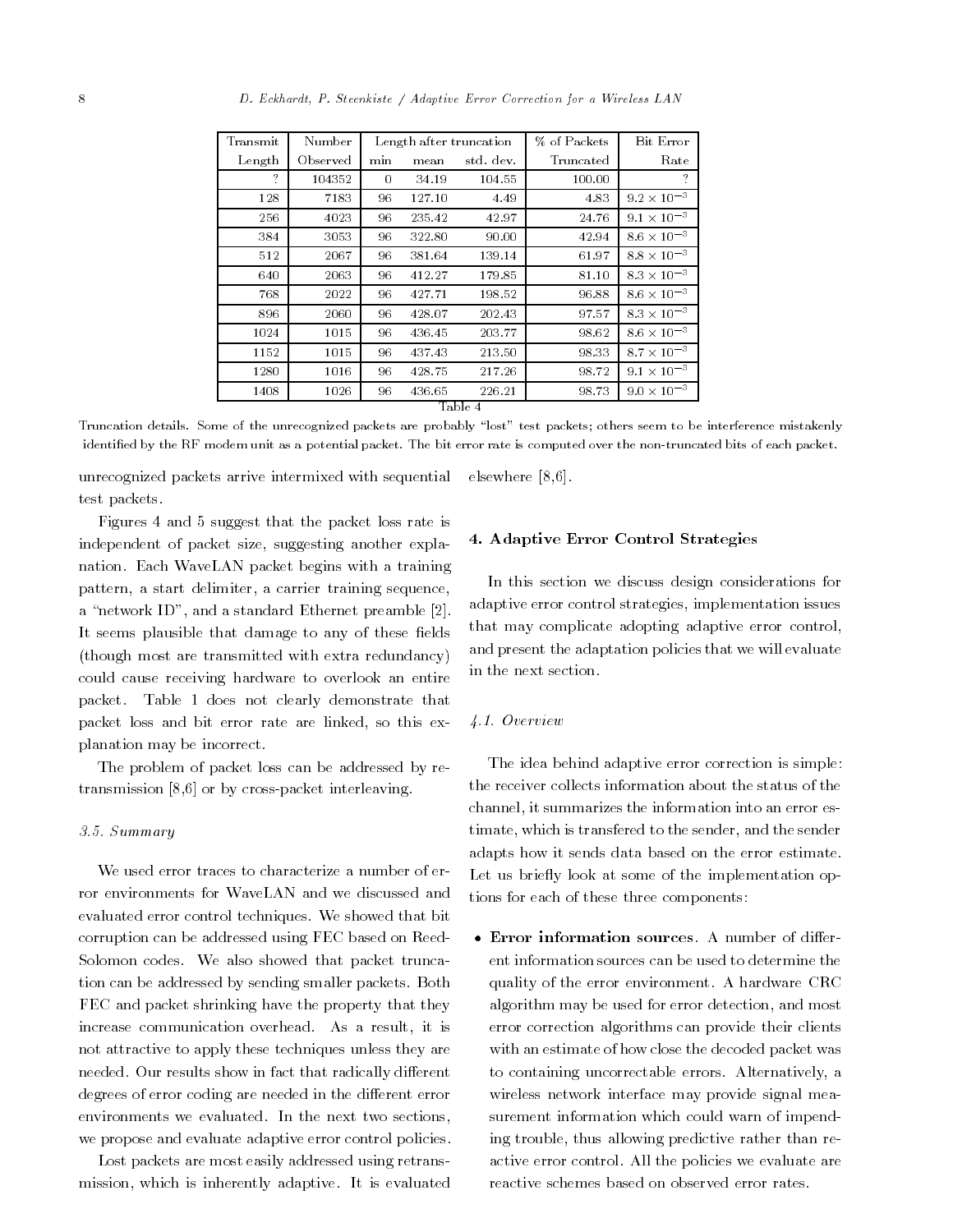| Transmit | Number | Length after truncation | | | % of Packets | Bit Error |
|---|---|---|---|---|---|---|
| Length | Observed | min | mean | std. dev. | Truncated | Rate |
| ? | 104352 | 0 | 34.19 | 104.55 | 100.00 | ? |
| 128 | 7183 | 96 | 127.10 | 4.49 | 4.83 | $9.2 \times 10^{-3}$ |
| 256 | 4023 | 96 | 235.42 | 42.97 | 24.76 | $9.1 \times 10^{-3}$ |
| 384 | 3053 | 96 | 322.80 | 90.00 | 42.94 | $8.6 \times 10^{-3}$ |
| 512 | 2067 | 96 | 381.64 | 139.14 | 61.97 | $8.8 \times 10^{-3}$ |
| 640 | 2063 | 96 | 412.27 | 179.85 | 81.10 | $8.3 \times 10^{-3}$ |
| 768 | 2022 | 96 | 427.71 | 198.52 | 96.88 | $8.6 \times 10^{-3}$ |
| 896 | 2060 | 96 | 428.07 | 202.43 | 97.57 | $8.3 \times 10^{-3}$ |
| 1024 | 1015 | 96 | 436.45 | 203.77 | 98.62 | $8.6 \times 10^{-3}$ |
| 1152 | 1015 | 96 | 437.43 | 213.50 | 98.33 | $8.7 \times 10^{-3}$ |
| 1280 | 1016 | 96 | 428.75 | 217.26 | 98.72 | $9.1 \times 10^{-3}$ |
| 1408 | 1026 | 96 | 436.65 | 226.21 | 98.73 | $9.0 \times 10^{-3}$ |

Table 4

Truncation details. Some of the unrecognized packets are probably "lost" test packets; others seem to be interference mistakenly identified by the RF modem unit as a potential packet. The bit error rate is computed over the non-truncated bits of each packet.

unrecognized packets arrive intermixed with sequential test packets.

Figures 4 and 5 suggest that the packet loss rate is independent of packet size, suggesting another explanation. Each WaveLAN packet begins with a training pattern, a start delimiter, a carrier training sequence, a "network ID", and a standard Ethernet preamble [2]. It seems plausible that damage to any of these fields (though most are transmitted with extra redundancy) could cause receiving hardware to overlook an entire packet. Table 1 does not clearly demonstrate that packet loss and bit error rate are linked, so this explanation may be incorrect.

The problem of packet loss can be addressed by retransmission [8,6] or by cross-packet interleaving.

### *3.5. Summary*

We used error traces to characterize a number of error environments for WaveLAN and we discussed and evaluated error control techniques. We showed that bit corruption can be addressed using FEC based on Reed-Solomon codes. We also showed that packet truncation can be addressed by sending smaller packets. Both FEC and packet shrinking have the property that they increase communication overhead. As a result, it is not attractive to apply these techniques unless they are needed. Our results show in fact that radically different degrees of error coding are needed in the different error environments we evaluated. In the next two sections, we propose and evaluate adaptive error control policies.

Lost packets are most easily addressed using retransmission, which is inherently adaptive. It is evaluated elsewhere [8,6].

## 4. Adaptive Error Control Strategies

In this section we discuss design considerations for adaptive error control strategies, implementation issues that may complicate adopting adaptive error control, and present the adaptation policies that we will evaluate in the next section.

### *4.1. Overview*

The idea behind adaptive error correction is simple: the receiver collects information about the status of the channel, it summarizes the information into an error estimate, which is transfered to the sender, and the sender adapts how it sends data based on the error estimate. Let us briefly look at some of the implementation options for each of these three components:

- **Error information sources**. A number of different information sources can be used to determine the quality of the error environment. A hardware CRC algorithm may be used for error detection, and most error correction algorithms can provide their clients with an estimate of how close the decoded packet was to containing uncorrectable errors. Alternatively, a wireless network interface may provide signal measurement information which could warn of impending trouble, thus allowing predictive rather than reactive error control. All the policies we evaluate are reactive schemes based on observed error rates.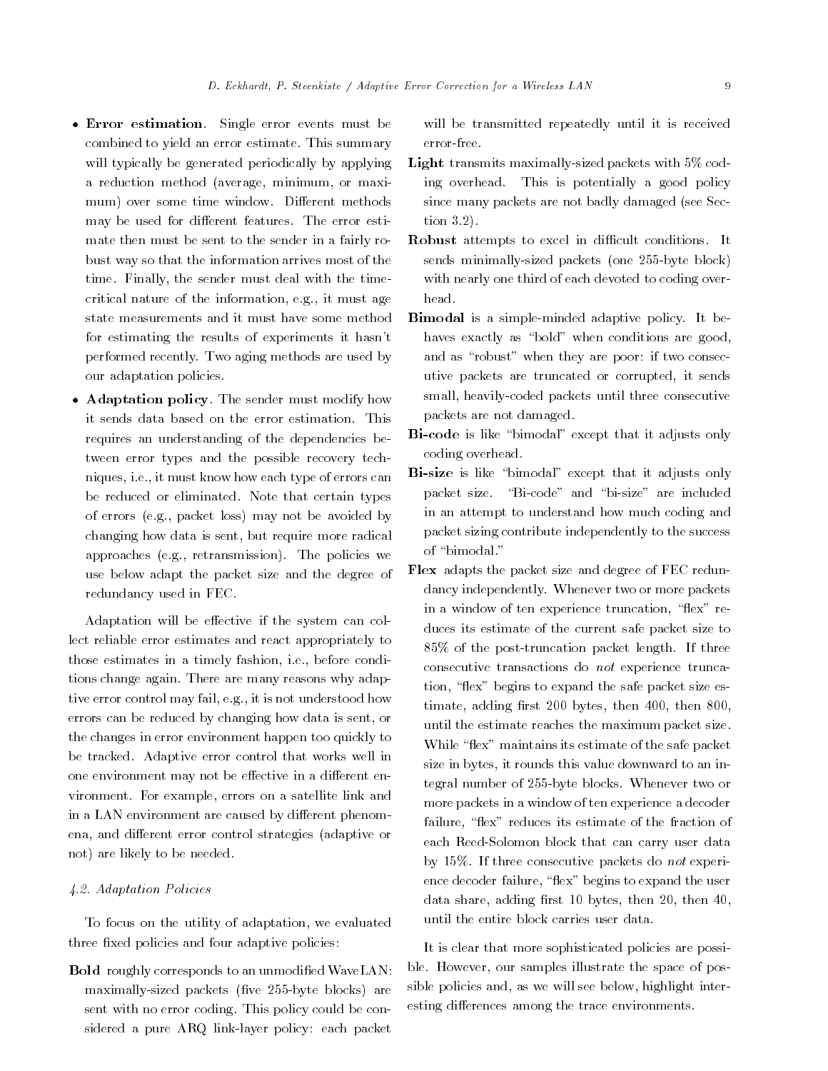- **Error estimation**. Single error events must be combined to yield an error estimate. This summary will typically be generated periodically by applying a reduction method (average, minimum, or maximum) over some time window. Different methods may be used for different features. The error estimate then must be sent to the sender in a fairly robust way so that the information arrives most of the time. Finally, the sender must deal with the time-critical nature of the information, e.g., it must age state measurements and it must have some method for estimating the results of experiments it hasn't performed recently. Two aging methods are used by our adaptation policies.
- **Adaptation policy**. The sender must modify how it sends data based on the error estimation. This requires an understanding of the dependencies between error types and the possible recovery techniques, i.e., it must know how each type of errors can be reduced or eliminated. Note that certain types of errors (e.g., packet loss) may not be avoided by changing how data is sent, but require more radical approaches (e.g., retransmission). The policies we use below adapt the packet size and the degree of redundancy used in FEC.

Adaptation will be effective if the system can collect reliable error estimates and react appropriately to those estimates in a timely fashion, i.e., before conditions change again. There are many reasons why adaptive error control may fail, e.g., it is not understood how errors can be reduced by changing how data is sent, or the changes in error environment happen too quickly to be tracked. Adaptive error control that works well in one environment may not be effective in a different environment. For example, errors on a satellite link and in a LAN environment are caused by different phenomena, and different error control strategies (adaptive or not) are likely to be needed.

### *4.2. Adaptation Policies*

To focus on the utility of adaptation, we evaluated three fixed policies and four adaptive policies:

**Bold** roughly corresponds to an unmodified WaveLAN: maximally-sized packets (five 255-byte blocks) are sent with no error coding. This policy could be considered a pure ARQ link-layer policy: each packet will be transmitted repeatedly until it is received error-free.

**Light** transmits maximally-sized packets with 5% coding overhead. This is potentially a good policy since many packets are not badly damaged (see Section 3.2).

**Robust** attempts to excel in difficult conditions. It sends minimally-sized packets (one 255-byte block) with nearly one third of each devoted to coding overhead.

**Bimodal** is a simple-minded adaptive policy. It behaves exactly as "bold" when conditions are good, and as "robust" when they are poor: if two consecutive packets are truncated or corrupted, it sends small, heavily-coded packets until three consecutive packets are not damaged.

**Bi-code** is like "bimodal" except that it adjusts only coding overhead.

**Bi-size** is like "bimodal" except that it adjusts only packet size. "Bi-code" and "bi-size" are included in an attempt to understand how much coding and packet sizing contribute independently to the success of "bimodal."

**Flex** adapts the packet size and degree of FEC redundancy independently. Whenever two or more packets in a window of ten experience truncation, "flex" reduces its estimate of the current safe packet size to 85% of the post-truncation packet length. If three consecutive transactions do *not* experience truncation, "flex" begins to expand the safe packet size estimate, adding first 200 bytes, then 400, then 800, until the estimate reaches the maximum packet size. While "flex" maintains its estimate of the safe packet size in bytes, it rounds this value downward to an integral number of 255-byte blocks. Whenever two or more packets in a window of ten experience a decoder failure, "flex" reduces its estimate of the fraction of each Reed-Solomon block that can carry user data by 15%. If three consecutive packets do *not* experience decoder failure, "flex" begins to expand the user data share, adding first 10 bytes, then 20, then 40, until the entire block carries user data.

It is clear that more sophisticated policies are possible. However, our samples illustrate the space of possible policies and, as we will see below, highlight interesting differences among the trace environments.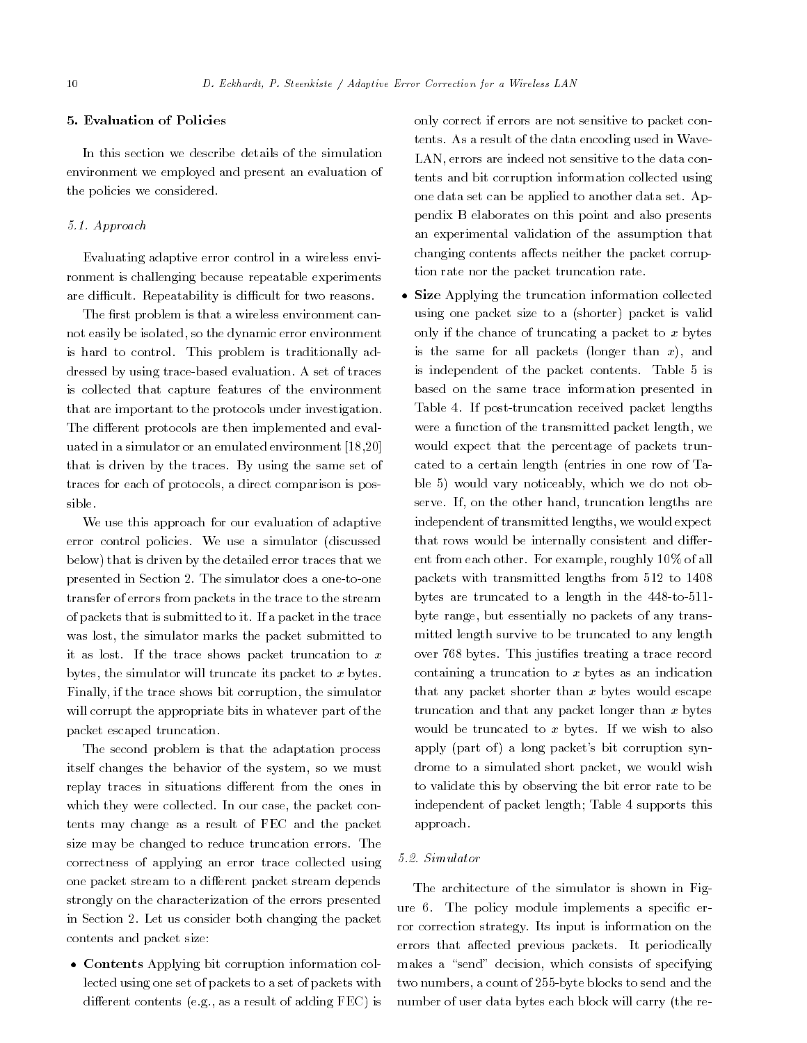## 5. Evaluation of Policies

In this section we describe details of the simulation environment we employed and present an evaluation of the policies we considered.

### 5.1. Approach

Evaluating adaptive error control in a wireless environment is challenging because repeatable experiments are difficult. Repeatability is difficult for two reasons.

The first problem is that a wireless environment cannot easily be isolated, so the dynamic error environment is hard to control. This problem is traditionally addressed by using trace-based evaluation. A set of traces is collected that capture features of the environment that are important to the protocols under investigation. The different protocols are then implemented and evaluated in a simulator or an emulated environment [18,20] that is driven by the traces. By using the same set of traces for each of protocols, a direct comparison is possible.

We use this approach for our evaluation of adaptive error control policies. We use a simulator (discussed below) that is driven by the detailed error traces that we presented in Section 2. The simulator does a one-to-one transfer of errors from packets in the trace to the stream of packets that is submitted to it. If a packet in the trace was lost, the simulator marks the packet submitted to it as lost. If the trace shows packet truncation to $x$ bytes, the simulator will truncate its packet to $x$ bytes. Finally, if the trace shows bit corruption, the simulator will corrupt the appropriate bits in whatever part of the packet escaped truncation.

The second problem is that the adaptation process itself changes the behavior of the system, so we must replay traces in situations different from the ones in which they were collected. In our case, the packet contents may change as a result of FEC and the packet size may be changed to reduce truncation errors. The correctness of applying an error trace collected using one packet stream to a different packet stream depends strongly on the characterization of the errors presented in Section 2. Let us consider both changing the packet contents and packet size:

- **Contents** Applying bit corruption information collected using one set of packets to a set of packets with different contents (e.g., as a result of adding FEC) is only correct if errors are not sensitive to packet contents. As a result of the data encoding used in WaveLAN, errors are indeed not sensitive to the data contents and bit corruption information collected using one data set can be applied to another data set. Appendix B elaborates on this point and also presents an experimental validation of the assumption that changing contents affects neither the packet corruption rate nor the packet truncation rate.
- **Size** Applying the truncation information collected using one packet size to a (shorter) packet is valid only if the chance of truncating a packet to $x$ bytes is the same for all packets (longer than $x$), and is independent of the packet contents. Table 5 is based on the same trace information presented in Table 4. If post-truncation received packet lengths were a function of the transmitted packet length, we would expect that the percentage of packets truncated to a certain length (entries in one row of Table 5) would vary noticeably, which we do not observe. If, on the other hand, truncation lengths are independent of transmitted lengths, we would expect that rows would be internally consistent and different from each other. For example, roughly 10% of all packets with transmitted lengths from 512 to 1408 bytes are truncated to a length in the 448-to-511-byte range, but essentially no packets of any transmitted length survive to be truncated to any length over 768 bytes. This justifies treating a trace record containing a truncation to $x$ bytes as an indication that any packet shorter than $x$ bytes would escape truncation and that any packet longer than $x$ bytes would be truncated to $x$ bytes. If we wish to also apply (part of) a long packet's bit corruption syndrome to a simulated short packet, we would wish to validate this by observing the bit error rate to be independent of packet length; Table 4 supports this approach.

### 5.2. Simulator

The architecture of the simulator is shown in Figure 6. The policy module implements a specific error correction strategy. Its input is information on the errors that affected previous packets. It periodically makes a "send" decision, which consists of specifying two numbers, a count of 255-byte blocks to send and the number of user data bytes each block will carry (the re-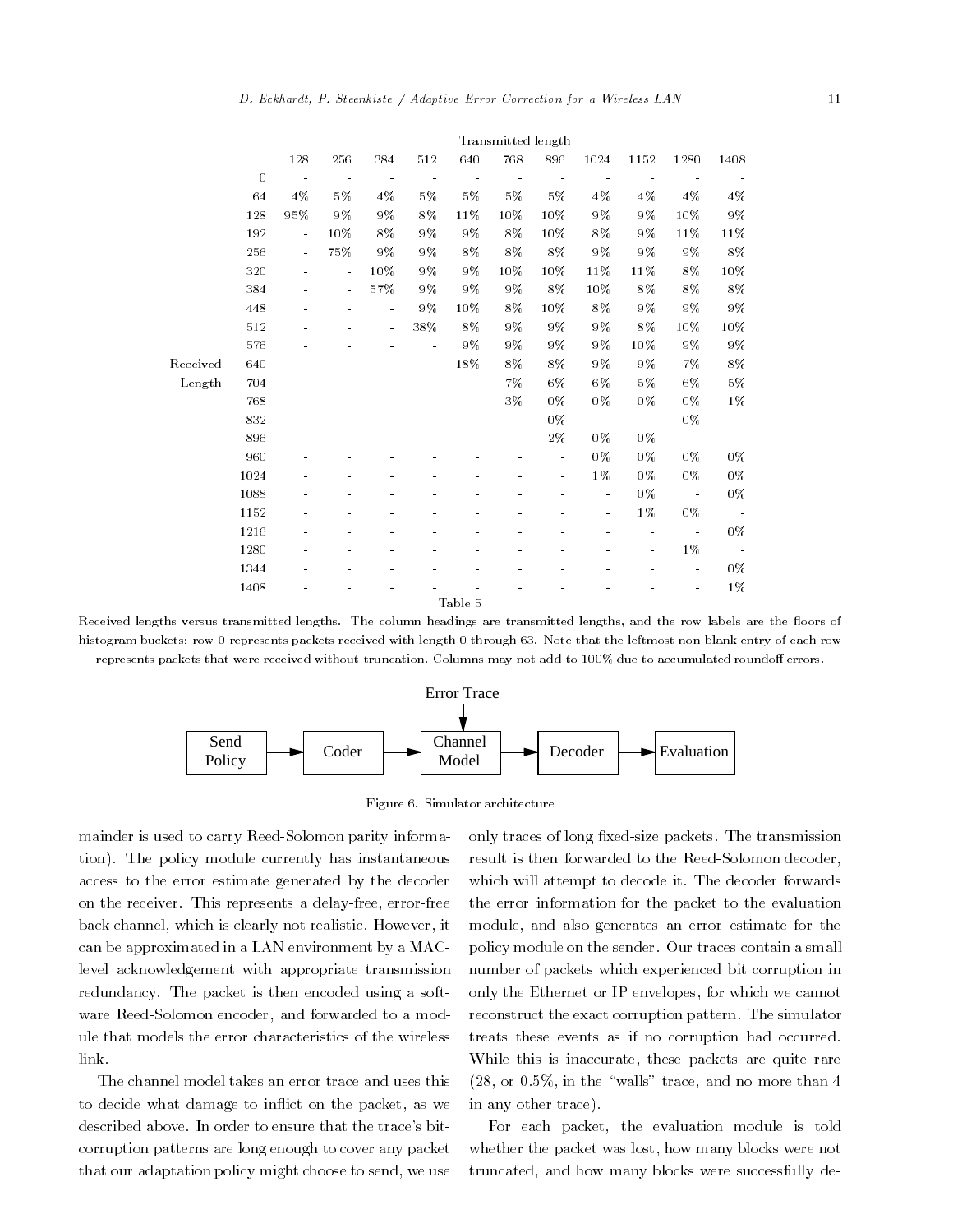| | | Transmitted length | | | | | | | | | | |
|---|---|---|---|---|---|---|---|---|---|---|---|---|
| | | 128 | 256 | 384 | 512 | 640 | 768 | 896 | 1024 | 1152 | 1280 | 1408 |
| | 0 | - | - | - | - | - | - | - | - | - | - | - |
| | 64 | 4% | 5% | 4% | 5% | 5% | 5% | 5% | 4% | 4% | 4% | 4% |
| | 128 | 95% | 9% | 9% | 8% | 11% | 10% | 10% | 9% | 9% | 10% | 9% |
| | 192 | - | 10% | 8% | 9% | 9% | 8% | 10% | 8% | 9% | 11% | 11% |
| | 256 | - | 75% | 9% | 9% | 8% | 8% | 8% | 9% | 9% | 9% | 8% |
| | 320 | - | - | 10% | 9% | 9% | 10% | 10% | 11% | 11% | 8% | 10% |
| | 384 | - | - | 57% | 9% | 9% | 9% | 8% | 10% | 8% | 8% | 8% |
| | 448 | - | - | - | 9% | 10% | 8% | 10% | 8% | 9% | 9% | 9% |
| | 512 | - | - | - | 38% | 8% | 9% | 9% | 9% | 8% | 10% | 10% |
| | 576 | - | - | - | - | 9% | 9% | 9% | 9% | 10% | 9% | 9% |
| Received Length | 640 | - | - | - | - | 18% | 8% | 8% | 9% | 9% | 7% | 8% |
| | 704 | - | - | - | - | - | 7% | 6% | 6% | 5% | 6% | 5% |
| | 768 | - | - | - | - | - | 3% | 0% | 0% | 0% | 0% | 1% |
| | 832 | - | - | - | - | - | - | 0% | - | - | 0% | - |
| | 896 | - | - | - | - | - | - | 2% | 0% | 0% | - | - |
| | 960 | - | - | - | - | - | - | - | 0% | 0% | 0% | 0% |
| | 1024 | - | - | - | - | - | - | - | 1% | 0% | 0% | 0% |
| | 1088 | - | - | - | - | - | - | - | - | 0% | - | 0% |
| | 1152 | - | - | - | - | - | - | - | - | 1% | 0% | - |
| | 1216 | - | - | - | - | - | - | - | - | - | - | 0% |
| | 1280 | - | - | - | - | - | - | - | - | - | 1% | - |
| | 1344 | - | - | - | - | - | - | - | - | - | - | 0% |
| | 1408 | - | - | - | - | - | - | - | - | - | - | 1% |

Table 5

Received lengths versus transmitted lengths. The column headings are transmitted lengths, and the row labels are the floors of histogram buckets: row 0 represents packets received with length 0 through 63. Note that the leftmost non-blank entry of each row represents packets that were received without truncation. Columns may not add to 100% due to accumulated roundoff errors.

Figure 6. Simulator architecture

mainder is used to carry Reed-Solomon parity information). The policy module currently has instantaneous access to the error estimate generated by the decoder on the receiver. This represents a delay-free, error-free back channel, which is clearly not realistic. However, it can be approximated in a LAN environment by a MAC-level acknowledgement with appropriate transmission redundancy. The packet is then encoded using a software Reed-Solomon encoder, and forwarded to a module that models the error characteristics of the wireless link.

The channel model takes an error trace and uses this to decide what damage to inflict on the packet, as we described above. In order to ensure that the trace's bit-corruption patterns are long enough to cover any packet that our adaptation policy might choose to send, we use only traces of long fixed-size packets. The transmission result is then forwarded to the Reed-Solomon decoder, which will attempt to decode it. The decoder forwards the error information for the packet to the evaluation module, and also generates an error estimate for the policy module on the sender. Our traces contain a small number of packets which experienced bit corruption in only the Ethernet or IP envelopes, for which we cannot reconstruct the exact corruption pattern. The simulator treats these events as if no corruption had occurred. While this is inaccurate, these packets are quite rare (28, or 0.5%, in the "walls" trace, and no more than 4 in any other trace).

For each packet, the evaluation module is told whether the packet was lost, how many blocks were not truncated, and how many blocks were successfully de-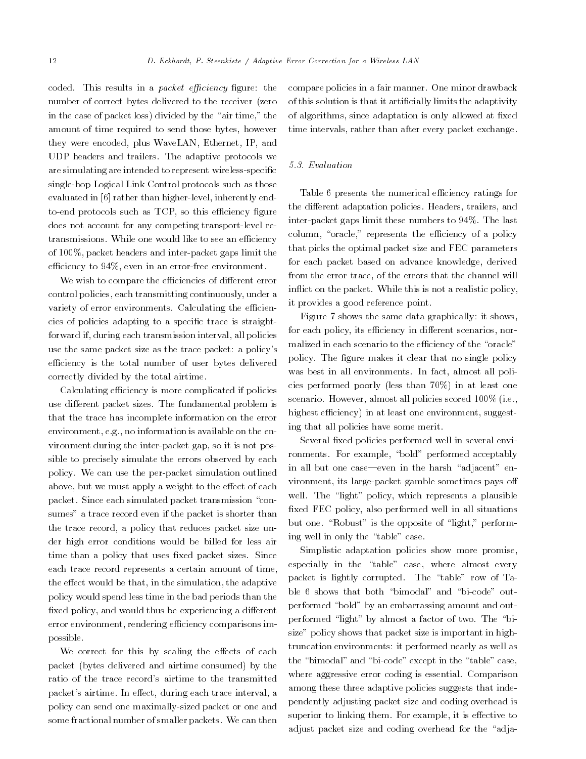coded. This results in a *packet efficiency* figure: the number of correct bytes delivered to the receiver (zero in the case of packet loss) divided by the "air time," the amount of time required to send those bytes, however they were encoded, plus WaveLAN, Ethernet, IP, and UDP headers and trailers. The adaptive protocols we are simulating are intended to represent wireless-specific single-hop Logical Link Control protocols such as those evaluated in [6] rather than higher-level, inherently end-to-end protocols such as TCP, so this efficiency figure does not account for any competing transport-level retransmissions. While one would like to see an efficiency of 100%, packet headers and inter-packet gaps limit the efficiency to 94%, even in an error-free environment.

We wish to compare the efficiencies of different error control policies, each transmitting continuously, under a variety of error environments. Calculating the efficiencies of policies adapting to a specific trace is straightforward if, during each transmission interval, all policies use the same packet size as the trace packet: a policy's efficiency is the total number of user bytes delivered correctly divided by the total airtime.

Calculating efficiency is more complicated if policies use different packet sizes. The fundamental problem is that the trace has incomplete information on the error environment, e.g., no information is available on the environment during the inter-packet gap, so it is not possible to precisely simulate the errors observed by each policy. We can use the per-packet simulation outlined above, but we must apply a weight to the effect of each packet. Since each simulated packet transmission "consumes" a trace record even if the packet is shorter than the trace record, a policy that reduces packet size under high error conditions would be billed for less air time than a policy that uses fixed packet sizes. Since each trace record represents a certain amount of time, the effect would be that, in the simulation, the adaptive policy would spend less time in the bad periods than the fixed policy, and would thus be experiencing a different error environment, rendering efficiency comparisons impossible.

We correct for this by scaling the effects of each packet (bytes delivered and airtime consumed) by the ratio of the trace record's airtime to the transmitted packet's airtime. In effect, during each trace interval, a policy can send one maximally-sized packet or one and some fractional number of smaller packets. We can then compare policies in a fair manner. One minor drawback of this solution is that it artificially limits the adaptivity of algorithms, since adaptation is only allowed at fixed time intervals, rather than after every packet exchange.

### 5.3. Evaluation

Table 6 presents the numerical efficiency ratings for the different adaptation policies. Headers, trailers, and inter-packet gaps limit these numbers to 94%. The last column, "oracle," represents the efficiency of a policy that picks the optimal packet size and FEC parameters for each packet based on advance knowledge, derived from the error trace, of the errors that the channel will inflict on the packet. While this is not a realistic policy, it provides a good reference point.

Figure 7 shows the same data graphically: it shows, for each policy, its efficiency in different scenarios, normalized in each scenario to the efficiency of the "oracle" policy. The figure makes it clear that no single policy was best in all environments. In fact, almost all policies performed poorly (less than 70%) in at least one scenario. However, almost all policies scored 100% (i.e., highest efficiency) in at least one environment, suggesting that all policies have some merit.

Several fixed policies performed well in several environments. For example, "bold" performed acceptably in all but one case—even in the harsh "adjacent" environment, its large-packet gamble sometimes pays off well. The "light" policy, which represents a plausible fixed FEC policy, also performed well in all situations but one. "Robust" is the opposite of "light," performing well in only the "table" case.

Simplistic adaptation policies show more promise, especially in the "table" case, where almost every packet is lightly corrupted. The "table" row of Table 6 shows that both "bimodal" and "bi-code" outperformed "bold" by an embarrassing amount and outperformed "light" by almost a factor of two. The "bi-size" policy shows that packet size is important in high-truncation environments: it performed nearly as well as the "bimodal" and "bi-code" except in the "table" case, where aggressive error coding is essential. Comparison among these three adaptive policies suggests that independently adjusting packet size and coding overhead is superior to linking them. For example, it is effective to adjust packet size and coding overhead for the "adja-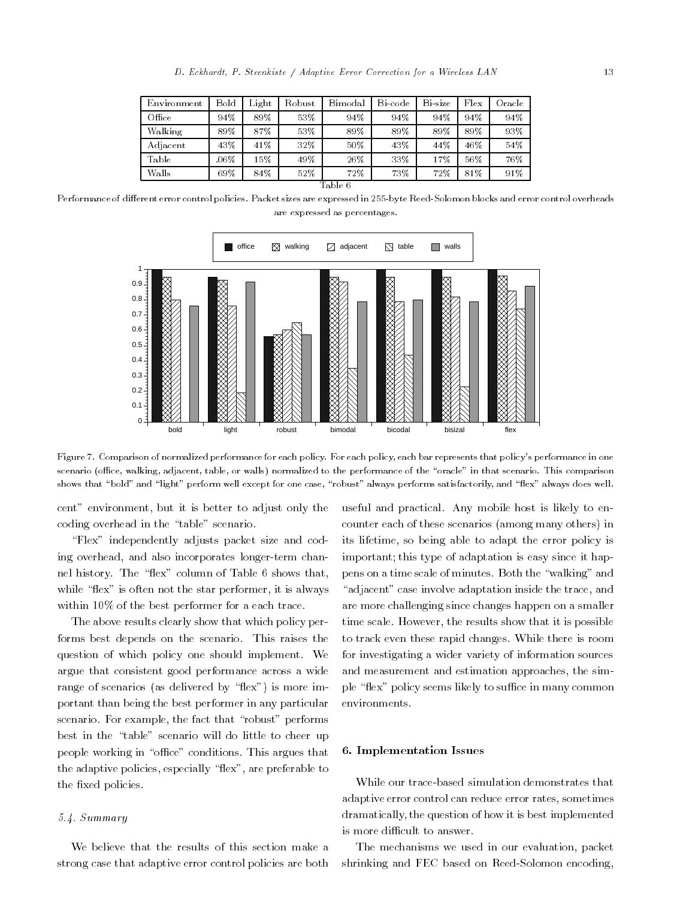| Environment | Bold | Light | Robust | Bimodal | Bi-code | Bi-size | Flex | Oracle |
|---|---|---|---|---|---|---|---|---|
| Office | 94% | 89% | 53% | 94% | 94% | 94% | 94% | 94% |
| Walking | 89% | 87% | 53% | 89% | 89% | 89% | 89% | 93% |
| Adjacent | 43% | 41% | 32% | 50% | 43% | 44% | 46% | 54% |
| Table | .06% | 15% | 49% | 26% | 33% | 17% | 56% | 76% |
| Walls | 69% | 84% | 52% | 72% | 73% | 72% | 81% | 91% |

Table 6

Performance of different error control policies. Packet sizes are expressed in 255-byte Reed-Solomon blocks and error control overheads are expressed as percentages.

Figure 7. Comparison of normalized performance for each policy. For each policy, each bar represents that policy's performance in one scenario (office, walking, adjacent, table, or walls) normalized to the performance of the "oracle" in that scenario. This comparison shows that "bold" and "light" perform well except for one case, "robust" always performs satisfactorily, and "flex" always does well.

cent" environment, but it is better to adjust only the coding overhead in the "table" scenario.

"Flex" independently adjusts packet size and coding overhead, and also incorporates longer-term channel history. The "flex" column of Table 6 shows that, while "flex" is often not the star performer, it is always within 10% of the best performer for a each trace.

The above results clearly show that which policy performs best depends on the scenario. This raises the question of which policy one should implement. We argue that consistent good performance across a wide range of scenarios (as delivered by "flex") is more important than being the best performer in any particular scenario. For example, the fact that "robust" performs best in the "table" scenario will do little to cheer up people working in "office" conditions. This argues that the adaptive policies, especially "flex", are preferable to the fixed policies.

### *5.4. Summary*

We believe that the results of this section make a strong case that adaptive error control policies are both useful and practical. Any mobile host is likely to encounter each of these scenarios (among many others) in its lifetime, so being able to adapt the error policy is important; this type of adaptation is easy since it happens on a time scale of minutes. Both the "walking" and "adjacent" case involve adaptation inside the trace, and are more challenging since changes happen on a smaller time scale. However, the results show that it is possible to track even these rapid changes. While there is room for investigating a wider variety of information sources and measurement and estimation approaches, the simple "flex" policy seems likely to suffice in many common environments.

## 6. Implementation Issues

While our trace-based simulation demonstrates that adaptive error control can reduce error rates, sometimes dramatically, the question of how it is best implemented is more difficult to answer.

The mechanisms we used in our evaluation, packet shrinking and FEC based on Reed-Solomon encoding,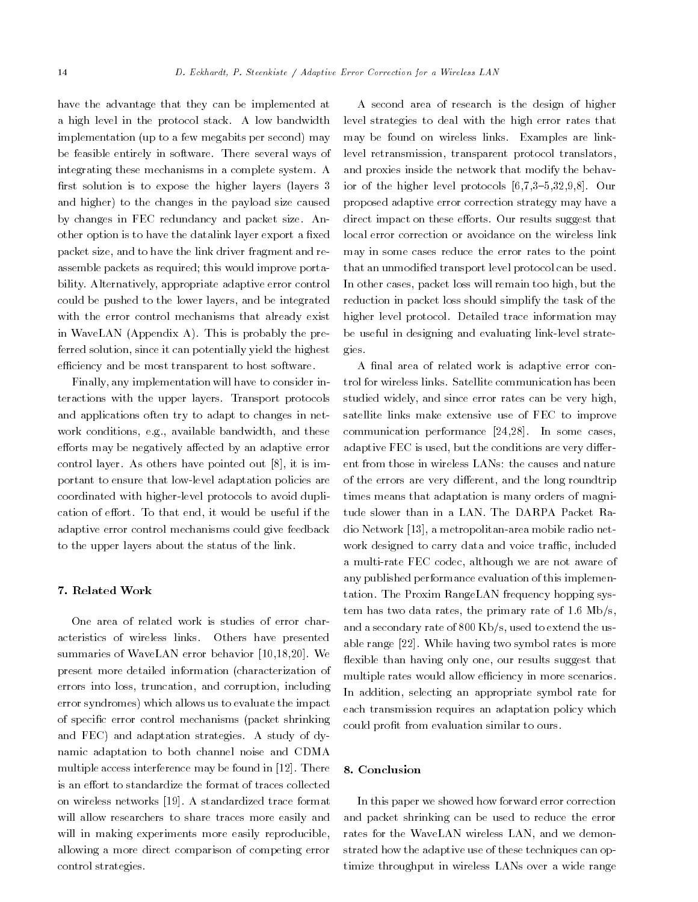have the advantage that they can be implemented at a high level in the protocol stack. A low bandwidth implementation (up to a few megabits per second) may be feasible entirely in software. There several ways of integrating these mechanisms in a complete system. A first solution is to expose the higher layers (layers 3 and higher) to the changes in the payload size caused by changes in FEC redundancy and packet size. Another option is to have the datalink layer export a fixed packet size, and to have the link driver fragment and reassemble packets as required; this would improve portability. Alternatively, appropriate adaptive error control could be pushed to the lower layers, and be integrated with the error control mechanisms that already exist in WaveLAN (Appendix A). This is probably the preferred solution, since it can potentially yield the highest efficiency and be most transparent to host software.

Finally, any implementation will have to consider interactions with the upper layers. Transport protocols and applications often try to adapt to changes in network conditions, e.g., available bandwidth, and these efforts may be negatively affected by an adaptive error control layer. As others have pointed out [8], it is important to ensure that low-level adaptation policies are coordinated with higher-level protocols to avoid duplication of effort. To that end, it would be useful if the adaptive error control mechanisms could give feedback to the upper layers about the status of the link.

## 7. Related Work

One area of related work is studies of error characteristics of wireless links. Others have presented summaries of WaveLAN error behavior [10,18,20]. We present more detailed information (characterization of errors into loss, truncation, and corruption, including error syndromes) which allows us to evaluate the impact of specific error control mechanisms (packet shrinking and FEC) and adaptation strategies. A study of dynamic adaptation to both channel noise and CDMA multiple access interference may be found in [12]. There is an effort to standardize the format of traces collected on wireless networks [19]. A standardized trace format will allow researchers to share traces more easily and will in making experiments more easily reproducible, allowing a more direct comparison of competing error control strategies.

A second area of research is the design of higher level strategies to deal with the high error rates that may be found on wireless links. Examples are link-level retransmission, transparent protocol translators, and proxies inside the network that modify the behavior of the higher level protocols [6,7,3–5,32,9,8]. Our proposed adaptive error correction strategy may have a direct impact on these efforts. Our results suggest that local error correction or avoidance on the wireless link may in some cases reduce the error rates to the point that an unmodified transport level protocol can be used. In other cases, packet loss will remain too high, but the reduction in packet loss should simplify the task of the higher level protocol. Detailed trace information may be useful in designing and evaluating link-level strategies.

A final area of related work is adaptive error control for wireless links. Satellite communication has been studied widely, and since error rates can be very high, satellite links make extensive use of FEC to improve communication performance [24,28]. In some cases, adaptive FEC is used, but the conditions are very different from those in wireless LANs: the causes and nature of the errors are very different, and the long roundtrip times means that adaptation is many orders of magnitude slower than in a LAN. The DARPA Packet Radio Network [13], a metropolitan-area mobile radio network designed to carry data and voice traffic, included a multi-rate FEC codec, although we are not aware of any published performance evaluation of this implementation. The Proxim RangeLAN frequency hopping system has two data rates, the primary rate of 1.6 Mb/s, and a secondary rate of 800 Kb/s, used to extend the usable range [22]. While having two symbol rates is more flexible than having only one, our results suggest that multiple rates would allow efficiency in more scenarios. In addition, selecting an appropriate symbol rate for each transmission requires an adaptation policy which could profit from evaluation similar to ours.

## 8. Conclusion

In this paper we showed how forward error correction and packet shrinking can be used to reduce the error rates for the WaveLAN wireless LAN, and we demonstrated how the adaptive use of these techniques can optimize throughput in wireless LANs over a wide range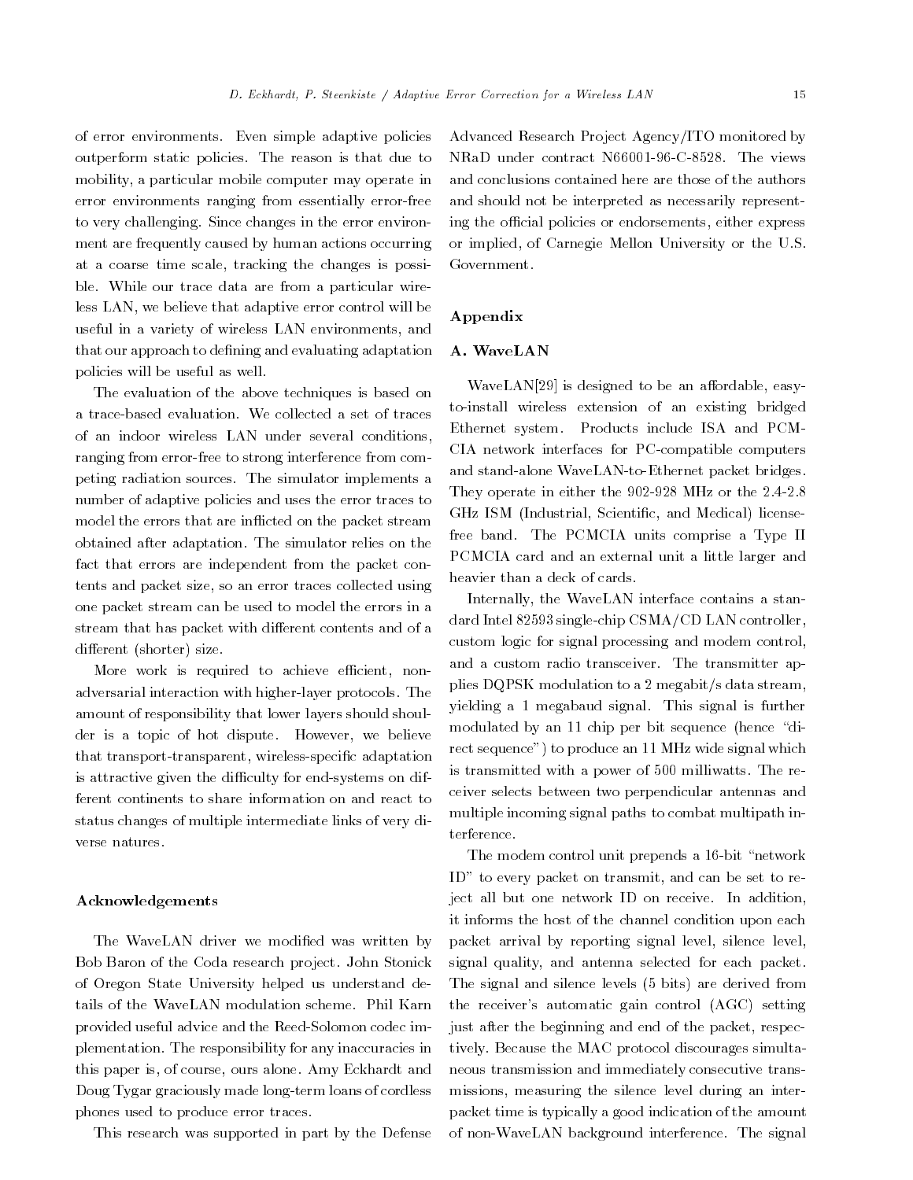of error environments. Even simple adaptive policies outperform static policies. The reason is that due to mobility, a particular mobile computer may operate in error environments ranging from essentially error-free to very challenging. Since changes in the error environment are frequently caused by human actions occurring at a coarse time scale, tracking the changes is possible. While our trace data are from a particular wireless LAN, we believe that adaptive error control will be useful in a variety of wireless LAN environments, and that our approach to defining and evaluating adaptation policies will be useful as well.

The evaluation of the above techniques is based on a trace-based evaluation. We collected a set of traces of an indoor wireless LAN under several conditions, ranging from error-free to strong interference from competing radiation sources. The simulator implements a number of adaptive policies and uses the error traces to model the errors that are inflicted on the packet stream obtained after adaptation. The simulator relies on the fact that errors are independent from the packet contents and packet size, so an error traces collected using one packet stream can be used to model the errors in a stream that has packet with different contents and of a different (shorter) size.

More work is required to achieve efficient, non-adversarial interaction with higher-layer protocols. The amount of responsibility that lower layers should shoulder is a topic of hot dispute. However, we believe that transport-transparent, wireless-specific adaptation is attractive given the difficulty for end-systems on different continents to share information on and react to status changes of multiple intermediate links of very diverse natures.

## Acknowledgements

The WaveLAN driver we modified was written by Bob Baron of the Coda research project. John Stonick of Oregon State University helped us understand details of the WaveLAN modulation scheme. Phil Karn provided useful advice and the Reed-Solomon codec implementation. The responsibility for any inaccuracies in this paper is, of course, ours alone. Amy Eckhardt and Doug Tygar graciously made long-term loans of cordless phones used to produce error traces.

This research was supported in part by the Defense Advanced Research Project Agency/ITO monitored by NRaD under contract N66001-96-C-8528. The views and conclusions contained here are those of the authors and should not be interpreted as necessarily representing the official policies or endorsements, either express or implied, of Carnegie Mellon University or the U.S. Government.

## Appendix

### A. WaveLAN

WaveLAN[29] is designed to be an affordable, easy-to-install wireless extension of an existing bridged Ethernet system. Products include ISA and PCMCIA network interfaces for PC-compatible computers and stand-alone WaveLAN-to-Ethernet packet bridges. They operate in either the 902-928 MHz or the 2.4-2.8 GHz ISM (Industrial, Scientific, and Medical) license-free band. The PCMCIA units comprise a Type II PCMCIA card and an external unit a little larger and heavier than a deck of cards.

Internally, the WaveLAN interface contains a standard Intel 82593 single-chip CSMA/CD LAN controller, custom logic for signal processing and modem control, and a custom radio transceiver. The transmitter applies DQPSK modulation to a 2 megabit/s data stream, yielding a 1 megabaud signal. This signal is further modulated by an 11 chip per bit sequence (hence "direct sequence") to produce an 11 MHz wide signal which is transmitted with a power of 500 milliwatts. The receiver selects between two perpendicular antennas and multiple incoming signal paths to combat multipath interference.

The modem control unit prepends a 16-bit "network ID" to every packet on transmit, and can be set to reject all but one network ID on receive. In addition, it informs the host of the channel condition upon each packet arrival by reporting signal level, silence level, signal quality, and antenna selected for each packet. The signal and silence levels (5 bits) are derived from the receiver's automatic gain control (AGC) setting just after the beginning and end of the packet, respectively. Because the MAC protocol discourages simultaneous transmission and immediately consecutive transmissions, measuring the silence level during an inter-packet time is typically a good indication of the amount of non-WaveLAN background interference. The signal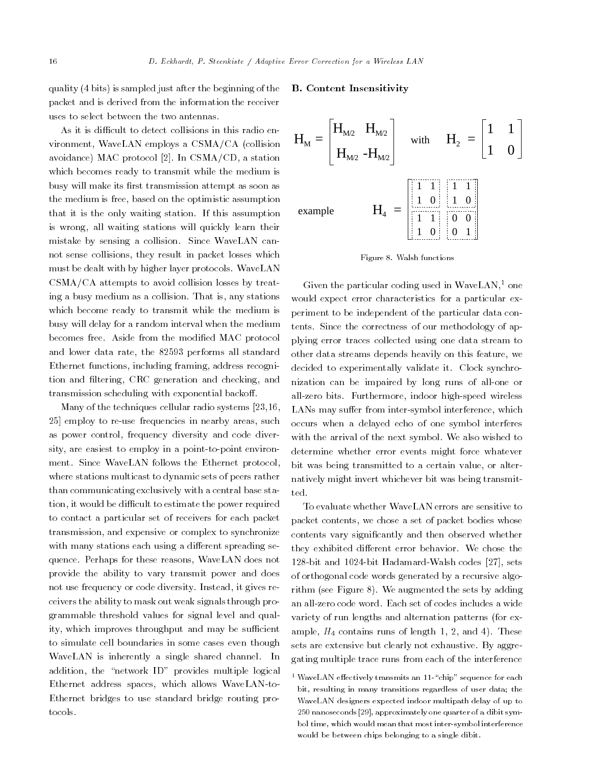quality (4 bits) is sampled just after the beginning of the packet and is derived from the information the receiver uses to select between the two antennas.

As it is difficult to detect collisions in this radio environment, WaveLAN employs a CSMA/CA (collision avoidance) MAC protocol [2]. In CSMA/CD, a station which becomes ready to transmit while the medium is busy will make its first transmission attempt as soon as the medium is free, based on the optimistic assumption that it is the only waiting station. If this assumption is wrong, all waiting stations will quickly learn their mistake by sensing a collision. Since WaveLAN cannot sense collisions, they result in packet losses which must be dealt with by higher layer protocols. WaveLAN CSMA/CA attempts to avoid collision losses by treating a busy medium as a collision. That is, any stations which become ready to transmit while the medium is busy will delay for a random interval when the medium becomes free. Aside from the modified MAC protocol and lower data rate, the 82593 performs all standard Ethernet functions, including framing, address recognition and filtering, CRC generation and checking, and transmission scheduling with exponential backoff.

Many of the techniques cellular radio systems [23,16, 25] employ to re-use frequencies in nearby areas, such as power control, frequency diversity and code diversity, are easiest to employ in a point-to-point environment. Since WaveLAN follows the Ethernet protocol, where stations multicast to dynamic sets of peers rather than communicating exclusively with a central base station, it would be difficult to estimate the power required to contact a particular set of receivers for each packet transmission, and expensive or complex to synchronize with many stations each using a different spreading sequence. Perhaps for these reasons, WaveLAN does not provide the ability to vary transmit power and does not use frequency or code diversity. Instead, it gives receivers the ability to mask out weak signals through programmable threshold values for signal level and quality, which improves throughput and may be sufficient to simulate cell boundaries in some cases even though WaveLAN is inherently a single shared channel. In addition, the "network ID" provides multiple logical Ethernet address spaces, which allows WaveLAN-to-Ethernet bridges to use standard bridge routing protocols.

### B. Content Insensitivity

$$H_M = \begin{bmatrix} H_{M/2} & H_{M/2} \\ H_{M/2} & -H_{M/2} \end{bmatrix} \quad \text{with} \quad H_2 = \begin{bmatrix} 1 & 1 \\ 1 & 0 \end{bmatrix}$$

$$\text{example} \qquad H_4 = \begin{bmatrix} 1 & 1 & 1 & 1 \\ 1 & 0 & 1 & 0 \\ 1 & 1 & 0 & 0 \\ 1 & 0 & 0 & 1 \end{bmatrix}$$

Figure 8. Walsh functions

Given the particular coding used in WaveLAN,[1] one would expect error characteristics for a particular experiment to be independent of the particular data contents. Since the correctness of our methodology of applying error traces collected using one data stream to other data streams depends heavily on this feature, we decided to experimentally validate it. Clock synchronization can be impaired by long runs of all-one or all-zero bits. Furthermore, indoor high-speed wireless LANs may suffer from inter-symbol interference, which occurs when a delayed echo of one symbol interferes with the arrival of the next symbol. We also wished to determine whether error events might force whatever bit was being transmitted to a certain value, or alternatively might invert whichever bit was being transmitted.

To evaluate whether WaveLAN errors are sensitive to packet contents, we chose a set of packet bodies whose contents vary significantly and then observed whether they exhibited different error behavior. We chose the 128-bit and 1024-bit Hadamard-Walsh codes [27], sets of orthogonal code words generated by a recursive algorithm (see Figure 8). We augmented the sets by adding an all-zero code word. Each set of codes includes a wide variety of run lengths and alternation patterns (for example, $H_4$ contains runs of length 1, 2, and 4). These sets are extensive but clearly not exhaustive. By aggregating multiple trace runs from each of the interference

[1] WaveLAN effectively transmits an 11-"chip" sequence for each bit, resulting in many transitions regardless of user data; the WaveLAN designers expected indoor multipath delay of up to 250 nanoseconds [29], approximately one quarter of a dibit symbol time, which would mean that most inter-symbol interference would be between chips belonging to a single dibit.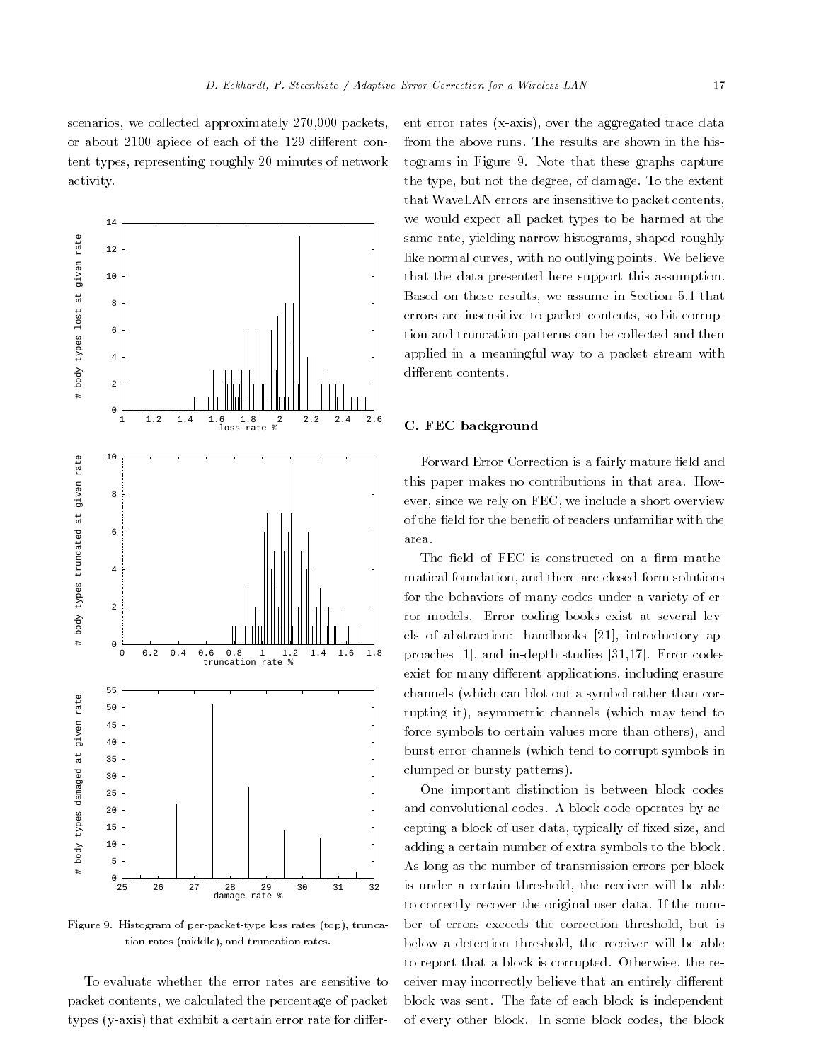scenarios, we collected approximately 270,000 packets, or about 2100 apiece of each of the 129 different content types, representing roughly 20 minutes of network activity.

14
12
10
8
6
4
2
0
1 1.2 1.4 1.6 1.8 2 2.2 2.4 2.6
loss rate %
# body types lost at given rate

10
8
6
4
2
0
0 0.2 0.4 0.6 0.8 1 1.2 1.4 1.6 1.8
truncation rate %
# body types truncated at given rate

55
50
45
40
35
30
25
20
15
10
5
0
25 26 27 28 29 30 31 32
damage rate %
# body types damaged at given rate

Figure 9. Histogram of per-packet-type loss rates (top), truncation rates (middle), and truncation rates.

To evaluate whether the error rates are sensitive to packet contents, we calculated the percentage of packet types (y-axis) that exhibit a certain error rate for different error rates (x-axis), over the aggregated trace data from the above runs. The results are shown in the histograms in Figure 9. Note that these graphs capture the type, but not the degree, of damage. To the extent that WaveLAN errors are insensitive to packet contents, we would expect all packet types to be harmed at the same rate, yielding narrow histograms, shaped roughly like normal curves, with no outlying points. We believe that the data presented here support this assumption. Based on these results, we assume in Section 5.1 that errors are insensitive to packet contents, so bit corruption and truncation patterns can be collected and then applied in a meaningful way to a packet stream with different contents.

## C. FEC background

Forward Error Correction is a fairly mature field and this paper makes no contributions in that area. However, since we rely on FEC, we include a short overview of the field for the benefit of readers unfamiliar with the area.

The field of FEC is constructed on a firm mathematical foundation, and there are closed-form solutions for the behaviors of many codes under a variety of error models. Error coding books exist at several levels of abstraction: handbooks [21], introductory approaches [1], and in-depth studies [31,17]. Error codes exist for many different applications, including erasure channels (which can blot out a symbol rather than corrupting it), asymmetric channels (which may tend to force symbols to certain values more than others), and burst error channels (which tend to corrupt symbols in clumped or bursty patterns).

One important distinction is between block codes and convolutional codes. A block code operates by accepting a block of user data, typically of fixed size, and adding a certain number of extra symbols to the block. As long as the number of transmission errors per block is under a certain threshold, the receiver will be able to correctly recover the original user data. If the number of errors exceeds the correction threshold, but is below a detection threshold, the receiver will be able to report that a block is corrupted. Otherwise, the receiver may incorrectly believe that an entirely different block was sent. The fate of each block is independent of every other block. In some block codes, the block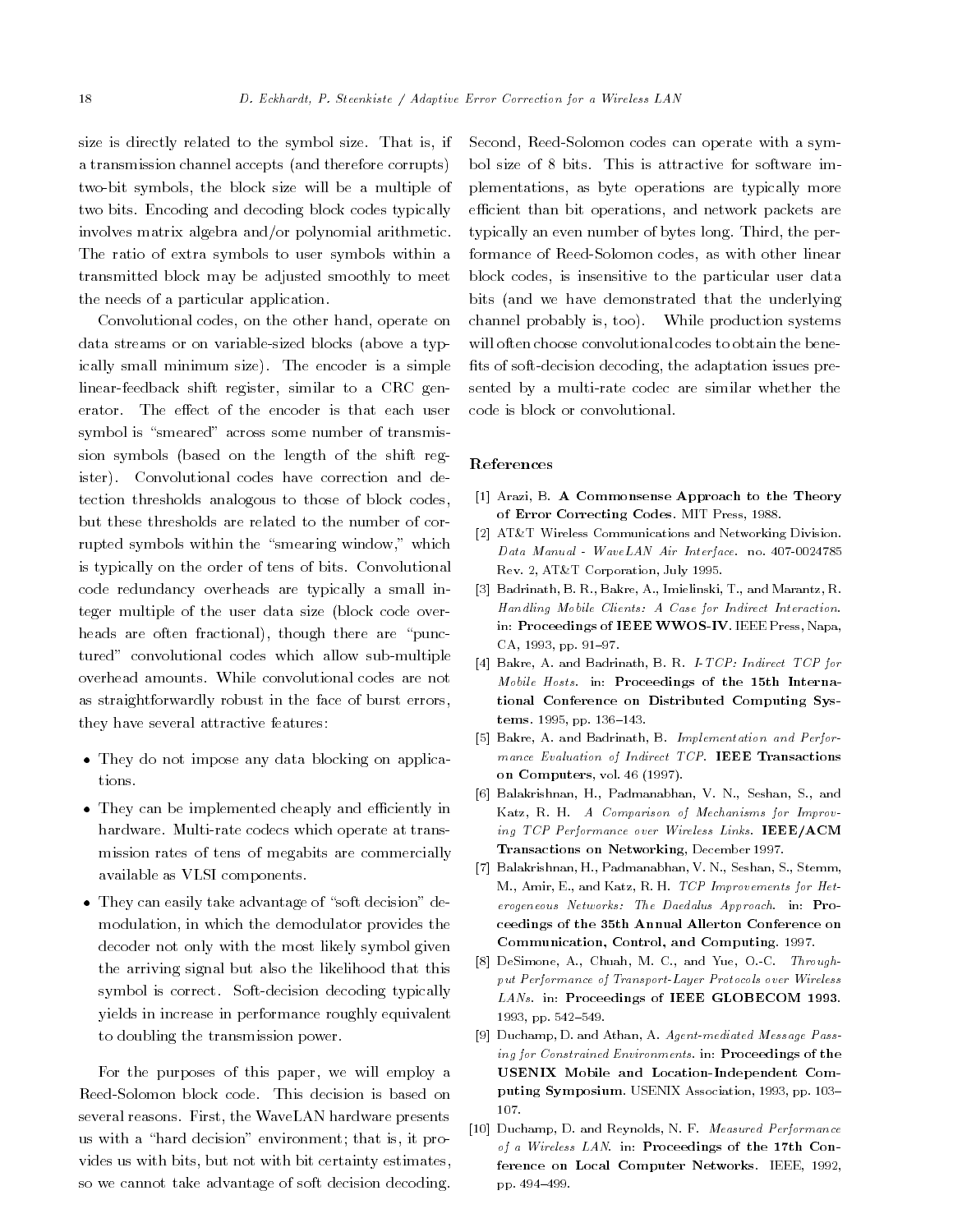size is directly related to the symbol size. That is, if a transmission channel accepts (and therefore corrupts) two-bit symbols, the block size will be a multiple of two bits. Encoding and decoding block codes typically involves matrix algebra and/or polynomial arithmetic. The ratio of extra symbols to user symbols within a transmitted block may be adjusted smoothly to meet the needs of a particular application.

Convolutional codes, on the other hand, operate on data streams or on variable-sized blocks (above a typically small minimum size). The encoder is a simple linear-feedback shift register, similar to a CRC generator. The effect of the encoder is that each user symbol is "smeared" across some number of transmission symbols (based on the length of the shift register). Convolutional codes have correction and detection thresholds analogous to those of block codes, but these thresholds are related to the number of corrupted symbols within the "smearing window," which is typically on the order of tens of bits. Convolutional code redundancy overheads are typically a small integer multiple of the user data size (block code overheads are often fractional), though there are "punctured" convolutional codes which allow sub-multiple overhead amounts. While convolutional codes are not as straightforwardly robust in the face of burst errors, they have several attractive features:

- They do not impose any data blocking on applications.
- They can be implemented cheaply and efficiently in hardware. Multi-rate codecs which operate at transmission rates of tens of megabits are commercially available as VLSI components.
- They can easily take advantage of "soft decision" demodulation, in which the demodulator provides the decoder not only with the most likely symbol given the arriving signal but also the likelihood that this symbol is correct. Soft-decision decoding typically yields in increase in performance roughly equivalent to doubling the transmission power.

For the purposes of this paper, we will employ a Reed-Solomon block code. This decision is based on several reasons. First, the WaveLAN hardware presents us with a "hard decision" environment; that is, it provides us with bits, but not with bit certainty estimates, so we cannot take advantage of soft decision decoding. Second, Reed-Solomon codes can operate with a symbol size of 8 bits. This is attractive for software implementations, as byte operations are typically more efficient than bit operations, and network packets are typically an even number of bytes long. Third, the performance of Reed-Solomon codes, as with other linear block codes, is insensitive to the particular user data bits (and we have demonstrated that the underlying channel probably is, too). While production systems will often choose convolutional codes to obtain the benefits of soft-decision decoding, the adaptation issues presented by a multi-rate codec are similar whether the code is block or convolutional.

## References

[1] Arazi, B. **A Commonsense Approach to the Theory of Error Correcting Codes**. MIT Press, 1988.

[2] AT&T Wireless Communications and Networking Division. *Data Manual - WaveLAN Air Interface*. no. 407-0024785 Rev. 2, AT&T Corporation, July 1995.

[3] Badrinath, B. R., Bakre, A., Imielinski, T., and Marantz, R. *Handling Mobile Clients: A Case for Indirect Interaction*. in: **Proceedings of IEEE WWOS-IV**. IEEE Press, Napa, CA, 1993, pp. 91–97.

[4] Bakre, A. and Badrinath, B. R. *I-TCP: Indirect TCP for Mobile Hosts*. in: **Proceedings of the 15th International Conference on Distributed Computing Systems**. 1995, pp. 136–143.

[5] Bakre, A. and Badrinath, B. *Implementation and Performance Evaluation of Indirect TCP*. **IEEE Transactions on Computers**, vol. 46 (1997).

[6] Balakrishnan, H., Padmanabhan, V. N., Seshan, S., and Katz, R. H. *A Comparison of Mechanisms for Improving TCP Performance over Wireless Links*. **IEEE/ACM Transactions on Networking**, December 1997.

[7] Balakrishnan, H., Padmanabhan, V. N., Seshan, S., Stemm, M., Amir, E., and Katz, R. H. *TCP Improvements for Heterogeneous Networks: The Daedalus Approach*. in: **Proceedings of the 35th Annual Allerton Conference on Communication, Control, and Computing**. 1997.

[8] DeSimone, A., Chuah, M. C., and Yue, O.-C. *Throughput Performance of Transport-Layer Protocols over Wireless LANs*. in: **Proceedings of IEEE GLOBECOM 1993**. 1993, pp. 542–549.

[9] Duchamp, D. and Athan, A. *Agent-mediated Message Passing for Constrained Environments*. in: **Proceedings of the USENIX Mobile and Location-Independent Computing Symposium**. USENIX Association, 1993, pp. 103–107.

[10] Duchamp, D. and Reynolds, N. F. *Measured Performance of a Wireless LAN*. in: **Proceedings of the 17th Conference on Local Computer Networks**. IEEE, 1992, pp. 494–499.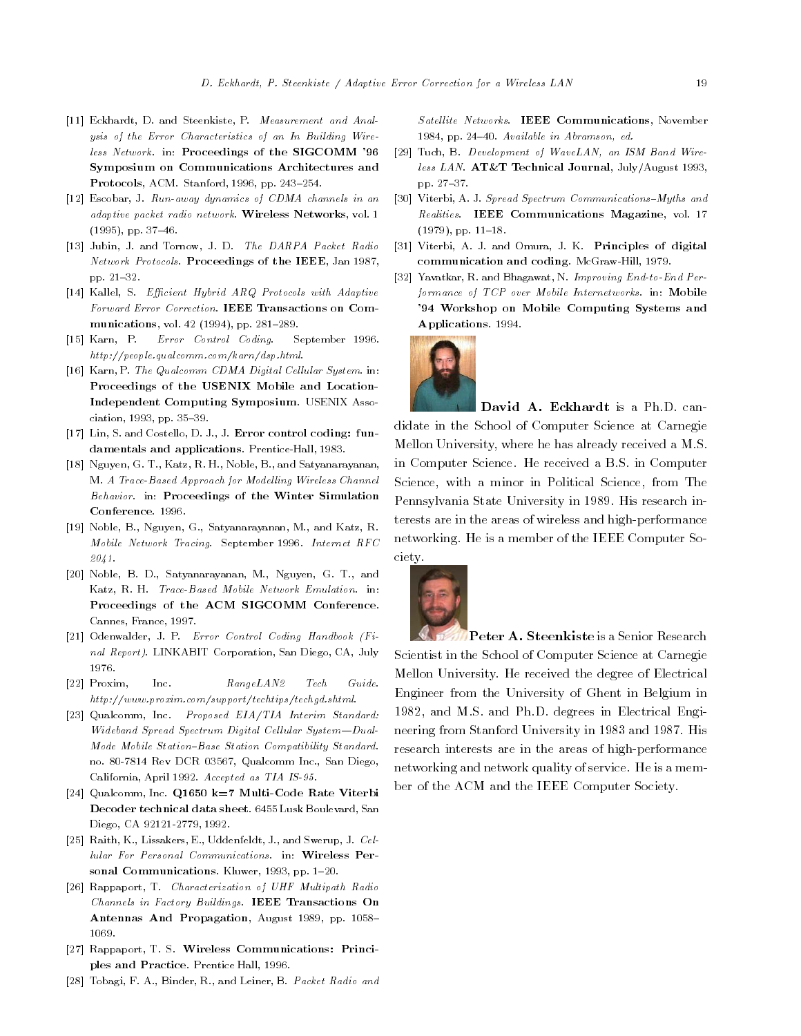[11] Eckhardt, D. and Steenkiste, P. *Measurement and Analysis of the Error Characteristics of an In Building Wireless Network*. in: **Proceedings of the SIGCOMM '96 Symposium on Communications Architectures and Protocols**, ACM. Stanford, 1996, pp. 243–254.

[12] Escobar, J. *Run-away dynamics of CDMA channels in an adaptive packet radio network*. **Wireless Networks**, vol. 1 (1995), pp. 37–46.

[13] Jubin, J. and Tornow, J. D. *The DARPA Packet Radio Network Protocols*. **Proceedings of the IEEE**, Jan 1987, pp. 21–32.

[14] Kallel, S. *Efficient Hybrid ARQ Protocols with Adaptive Forward Error Correction*. **IEEE Transactions on Communications**, vol. 42 (1994), pp. 281–289.

[15] Karn, P. *Error Control Coding*. September 1996. *http://people.qualcomm.com/karn/dsp.html*.

[16] Karn, P. *The Qualcomm CDMA Digital Cellular System*. in: **Proceedings of the USENIX Mobile and Location-Independent Computing Symposium**. USENIX Association, 1993, pp. 35–39.

[17] Lin, S. and Costello, D. J., J. **Error control coding: fundamentals and applications**. Prentice-Hall, 1983.

[18] Nguyen, G. T., Katz, R. H., Noble, B., and Satyanarayanan, M. *A Trace-Based Approach for Modelling Wireless Channel Behavior*. in: **Proceedings of the Winter Simulation Conference**. 1996.

[19] Noble, B., Nguyen, G., Satyanarayanan, M., and Katz, R. *Mobile Network Tracing*. September 1996. *Internet RFC 2041*.

[20] Noble, B. D., Satyanarayanan, M., Nguyen, G. T., and Katz, R. H. *Trace-Based Mobile Network Emulation*. in: **Proceedings of the ACM SIGCOMM Conference**. Cannes, France, 1997.

[21] Odenwalder, J. P. *Error Control Coding Handbook (Final Report)*. LINKABIT Corporation, San Diego, CA, July 1976.

[22] Proxim, Inc. *RangeLAN2 Tech Guide*. *http://www.proxim.com/support/techtips/techgd.shtml*.

[23] Qualcomm, Inc. *Proposed EIA/TIA Interim Standard: Wideband Spread Spectrum Digital Cellular System—Dual-Mode Mobile Station–Base Station Compatibility Standard*. no. 80-7814 Rev DCR 03567, Qualcomm Inc., San Diego, California, April 1992. *Accepted as TIA IS-95*.

[24] Qualcomm, Inc. **Q1650 k=7 Multi-Code Rate Viterbi Decoder technical data sheet**. 6455 Lusk Boulevard, San Diego, CA 92121-2779, 1992.

[25] Raith, K., Lissakers, E., Uddenfeldt, J., and Swerup, J. *Cellular For Personal Communications*. in: **Wireless Personal Communications**. Kluwer, 1993, pp. 1–20.

[26] Rappaport, T. *Characterization of UHF Multipath Radio Channels in Factory Buildings*. **IEEE Transactions On Antennas And Propagation**, August 1989, pp. 1058–1069.

[27] Rappaport, T. S. **Wireless Communications: Principles and Practice**. Prentice Hall, 1996.

[28] Tobagi, F. A., Binder, R., and Leiner, B. *Packet Radio and Satellite Networks*. **IEEE Communications**, November 1984, pp. 24–40. *Available in Abramson, ed.*

[29] Tuch, B. *Development of WaveLAN, an ISM Band Wireless LAN*. **AT&T Technical Journal**, July/August 1993, pp. 27–37.

[30] Viterbi, A. J. *Spread Spectrum Communications–Myths and Realities*. **IEEE Communications Magazine**, vol. 17 (1979), pp. 11–18.

[31] Viterbi, A. J. and Omura, J. K. **Principles of digital communication and coding**. McGraw-Hill, 1979.

[32] Yavatkar, R. and Bhagawat, N. *Improving End-to-End Performance of TCP over Mobile Internetworks*. in: **Mobile '94 Workshop on Mobile Computing Systems and Applications**. 1994.

**David A. Eckhardt** is a Ph.D. candidate in the School of Computer Science at Carnegie Mellon University, where he has already received a M.S. in Computer Science. He received a B.S. in Computer Science, with a minor in Political Science, from The Pennsylvania State University in 1989. His research interests are in the areas of wireless and high-performance networking. He is a member of the IEEE Computer Society.

**Peter A. Steenkiste** is a Senior Research Scientist in the School of Computer Science at Carnegie Mellon University. He received the degree of Electrical Engineer from the University of Ghent in Belgium in 1982, and M.S. and Ph.D. degrees in Electrical Engineering from Stanford University in 1983 and 1987. His research interests are in the areas of high-performance networking and network quality of service. He is a member of the ACM and the IEEE Computer Society.